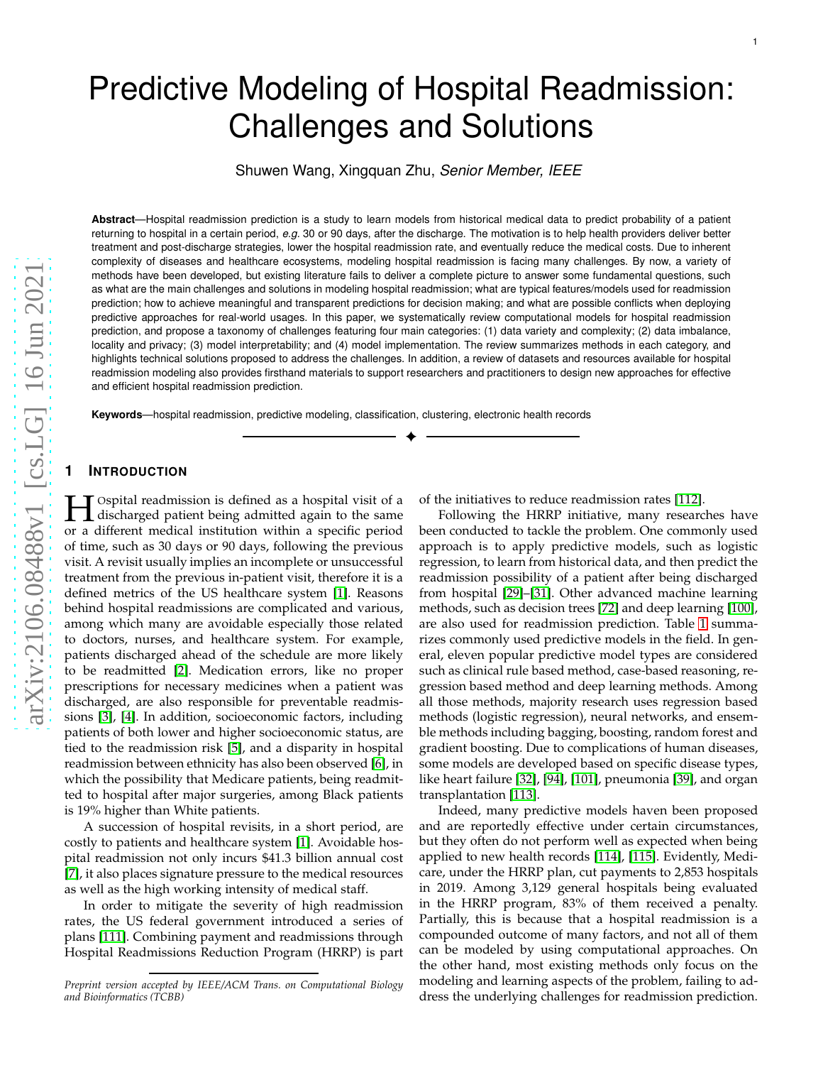# Predictive Modeling of Hospital Readmission: Challenges and Solutions

Shuwen Wang, Xingquan Zhu, *Senior Member, IEEE*

**Abstract**—Hospital readmission prediction is a study to learn models from historical medical data to predict probability of a patient returning to hospital in a certain period, *e.g.* 30 or 90 days, after the discharge. The motivation is to help health providers deliver better treatment and post-discharge strategies, lower the hospital readmission rate, and eventually reduce the medical costs. Due to inherent complexity of diseases and healthcare ecosystems, modeling hospital readmission is facing many challenges. By now, a variety of methods have been developed, but existing literature fails to deliver a complete picture to answer some fundamental questions, such as what are the main challenges and solutions in modeling hospital readmission; what are typical features/models used for readmission prediction; how to achieve meaningful and transparent predictions for decision making; and what are possible conflicts when deploying predictive approaches for real-world usages. In this paper, we systematically review computational models for hospital readmission prediction, and propose a taxonomy of challenges featuring four main categories: (1) data variety and complexity; (2) data imbalance, locality and privacy; (3) model interpretability; and (4) model implementation. The review summarizes methods in each category, and highlights technical solutions proposed to address the challenges. In addition, a review of datasets and resources available for hospital readmission modeling also provides firsthand materials to support researchers and practitioners to design new approaches for effective and efficient hospital readmission prediction.

**Keywords**—hospital readmission, predictive modeling, classification, clustering, electronic health records

## 1 Introduction

Hospital readmission is defined as a hospital visit of a discharged patient being admitted again to the same or a different medical institution within a specific period of time, such as 30 days or 90 days, following the previous visit. A revisit usually implies an incomplete or unsuccessful treatment from the previous in-patient visit, therefore it is a defined metrics of the US healthcare system [1]. Reasons behind hospital readmissions are complicated and various, among which many are avoidable especially those related to doctors, nurses, and healthcare system. For example, patients discharged ahead of the schedule are more likely to be readmitted [2]. Medication errors, like no proper prescriptions for necessary medicines when a patient was discharged, are also responsible for preventable readmissions [3], [4]. In addition, socioeconomic factors, including patients of both lower and higher socioeconomic status, are tied to the readmission risk [5], and a disparity in hospital readmission between ethnicity has also been observed [6], in which the possibility that Medicare patients, being readmitted to hospital after major surgeries, among Black patients is 19% higher than White patients.

A succession of hospital revisits, in a short period, are costly to patients and healthcare system [1]. Avoidable hospital readmission not only incurs $41.3 billion annual cost [7], it also places signature pressure to the medical resources as well as the high working intensity of medical staff.

In order to mitigate the severity of high readmission rates, the US federal government introduced a series of plans [111]. Combining payment and readmissions through Hospital Readmissions Reduction Program (HRRP) is part of the initiatives to reduce readmission rates [112].

Following the HRRP initiative, many researches have been conducted to tackle the problem. One commonly used approach is to apply predictive models, such as logistic regression, to learn from historical data, and then predict the readmission possibility of a patient after being discharged from hospital [29]–[31]. Other advanced machine learning methods, such as decision trees [72] and deep learning [100], are also used for readmission prediction. Table 1 summarizes commonly used predictive models in the field. In general, eleven popular predictive model types are considered such as clinical rule based method, case-based reasoning, regression based method and deep learning methods. Among all those methods, majority research uses regression based methods (logistic regression), neural networks, and ensemble methods including bagging, boosting, random forest and gradient boosting. Due to complications of human diseases, some models are developed based on specific disease types, like heart failure [32], [94], [101], pneumonia [39], and organ transplantation [113].

Indeed, many predictive models haven been proposed and are reportedly effective under certain circumstances, but they often do not perform well as expected when being applied to new health records [114], [115]. Evidently, Medicare, under the HRRP plan, cut payments to 2,853 hospitals in 2019. Among 3,129 general hospitals being evaluated in the HRRP program, 83% of them received a penalty. Partially, this is because that a hospital readmission is a compounded outcome of many factors, and not all of them can be modeled by using computational approaches. On the other hand, most existing methods only focus on the modeling and learning aspects of the problem, failing to address the underlying challenges for readmission prediction.

*Preprint version accepted by IEEE/ACM Trans. on Computational Biology and Bioinformatics (TCBB)*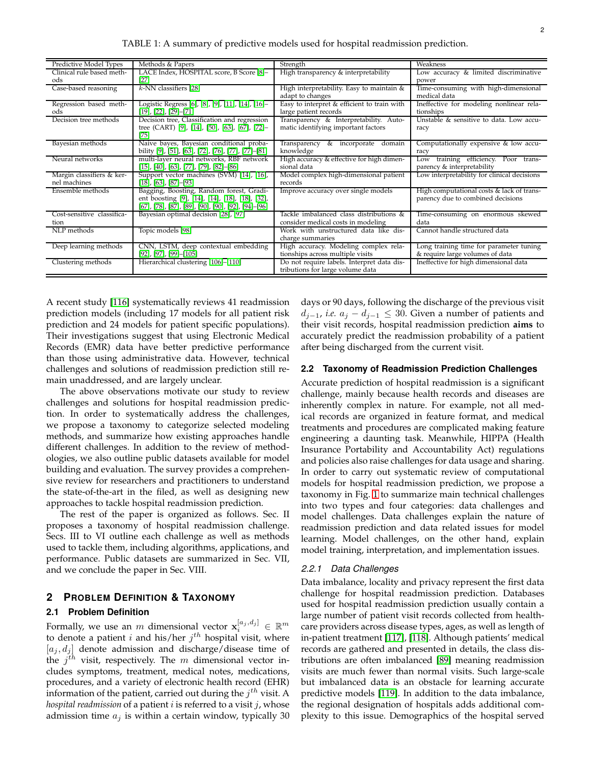TABLE 1: A summary of predictive models used for hospital readmission prediction.

| Predictive Model Types | Methods & Papers | Strength | Weakness |
|---|---|---|---|
| Clinical rule based methods | LACE Index, HOSPITAL score, B Score [8]–[27] | High transparency & interpretability | Low accuracy & limited discriminative power |
| Case-based reasoning | $k$-NN classifiers [28] | High interpretability. Easy to maintain & adapt to changes | Time-consuming with high-dimensional medical data |
| Regression based methods | Logistic Regress [6], [8], [9], [11], [14], [16]–[19], [22], [29]–[71] | Easy to interpret & efficient to train with large patient records | Ineffective for modeling nonlinear relationships |
| Decision tree methods | Decision tree, Classification and regression tree (CART) [9], [14], [50], [63], [67], [72]–[75] | Transparency & Interpretability. Automatic identifying important factors | Unstable & sensitive to data. Low accuracy |
| Bayesian methods | Naive bayes, Bayesian conditional probability [9], [51], [63], [72], [76], [77], [77]–[81] | Transparency & incorporate domain knowledge | Computationally expensive & low accuracy |
| Neural networks | multi-layer neural networks, RBF network [15], [40], [63], [77], [79], [82]–[86] | High accuracy & effective for high dimensional data | Low training efficiency. Poor transparency & interpretability |
| Margin classifiers & kernel machines | Support vector machines (SVM) [14], [16], [18], [63], [87]–[93] | Model complex high-dimensional patient records | Low interpretability for clinical decisions |
| Ensemble methods | Bagging, Boosting, Random forest, Gradient boosting [9], [14], [14], [18], [18], [32], [67], [78], [87], [89], [90], [90], [92], [94]–[96] | Improve accuracy over single models | High computational costs & lack of transparency due to combined decisions |
| Cost-sensitive classification | Bayesian optimal decision [28], [97] | Tackle imbalanced class distributions & consider medical costs in modeling | Time-consuming on enormous skewed data |
| NLP methods | Topic models [98] | Work with unstructured data like discharge summaries | Cannot handle structured data |
| Deep learning methods | CNN, LSTM, deep contextual embedding [92], [97], [99]–[105] | High accuracy. Modeling complex relationships across multiple visits | Long training time for parameter tuning & require large volumes of data |
| Clustering methods | Hierarchical clustering [106]–[110] | Do not require labels. Interpret data distributions for large volume data | Ineffective for high dimensional data |

A recent study [116] systematically reviews 41 readmission prediction models (including 17 models for all patient risk prediction and 24 models for patient specific populations). Their investigations suggest that using Electronic Medical Records (EMR) data have better predictive performance than those using administrative data. However, technical challenges and solutions of readmission prediction still remain unaddressed, and are largely unclear.

The above observations motivate our study to review challenges and solutions for hospital readmission prediction. In order to systematically address the challenges, we propose a taxonomy to categorize selected modeling methods, and summarize how existing approaches handle different challenges. In addition to the review of methodologies, we also outline public datasets available for model building and evaluation. The survey provides a comprehensive review for researchers and practitioners to understand the state-of-the-art in the filed, as well as designing new approaches to tackle hospital readmission prediction.

The rest of the paper is organized as follows. Sec. II proposes a taxonomy of hospital readmission challenge. Secs. III to VI outline each challenge as well as methods used to tackle them, including algorithms, applications, and performance. Public datasets are summarized in Sec. VII, and we conclude the paper in Sec. VIII.

## 2 Problem Definition & Taxonomy

### 2.1 Problem Definition

Formally, we use an $m$ dimensional vector $\mathbf{x}_i^{[a_j,d_j]} \in \mathbb{R}^m$ to denote a patient $i$ and his/her $j^{th}$ hospital visit, where $[a_j, d_j]$ denote admission and discharge/disease time of the $j^{th}$ visit, respectively. The $m$ dimensional vector includes symptoms, treatment, medical notes, medications, procedures, and a variety of electronic health record (EHR) information of the patient, carried out during the $j^{th}$ visit. A *hospital readmission* of a patient $i$ is referred to a visit $j$, whose admission time $a_j$ is within a certain window, typically 30 days or 90 days, following the discharge of the previous visit $d_{j-1}$, *i.e.* $a_j - d_{j-1} \leq 30$. Given a number of patients and their visit records, hospital readmission prediction **aims** to accurately predict the readmission probability of a patient after being discharged from the current visit.

### 2.2 Taxonomy of Readmission Prediction Challenges

Accurate prediction of hospital readmission is a significant challenge, mainly because health records and diseases are inherently complex in nature. For example, not all medical records are organized in feature format, and medical treatments and procedures are complicated making feature engineering a daunting task. Meanwhile, HIPPA (Health Insurance Portability and Accountability Act) regulations and policies also raise challenges for data usage and sharing. In order to carry out systematic review of computational models for hospital readmission prediction, we propose a taxonomy in Fig. 1 to summarize main technical challenges into two types and four categories: data challenges and model challenges. Data challenges explain the nature of readmission prediction and data related issues for model learning. Model challenges, on the other hand, explain model training, interpretation, and implementation issues.

#### 2.2.1 Data Challenges

Data imbalance, locality and privacy represent the first data challenge for hospital readmission prediction. Databases used for hospital readmission prediction usually contain a large number of patient visit records collected from healthcare providers across disease types, ages, as well as length of in-patient treatment [117], [118]. Although patients' medical records are gathered and presented in details, the class distributions are often imbalanced [89] meaning readmission visits are much fewer than normal visits. Such large-scale but imbalanced data is an obstacle for learning accurate predictive models [119]. In addition to the data imbalance, the regional designation of hospitals adds additional complexity to this issue. Demographics of the hospital served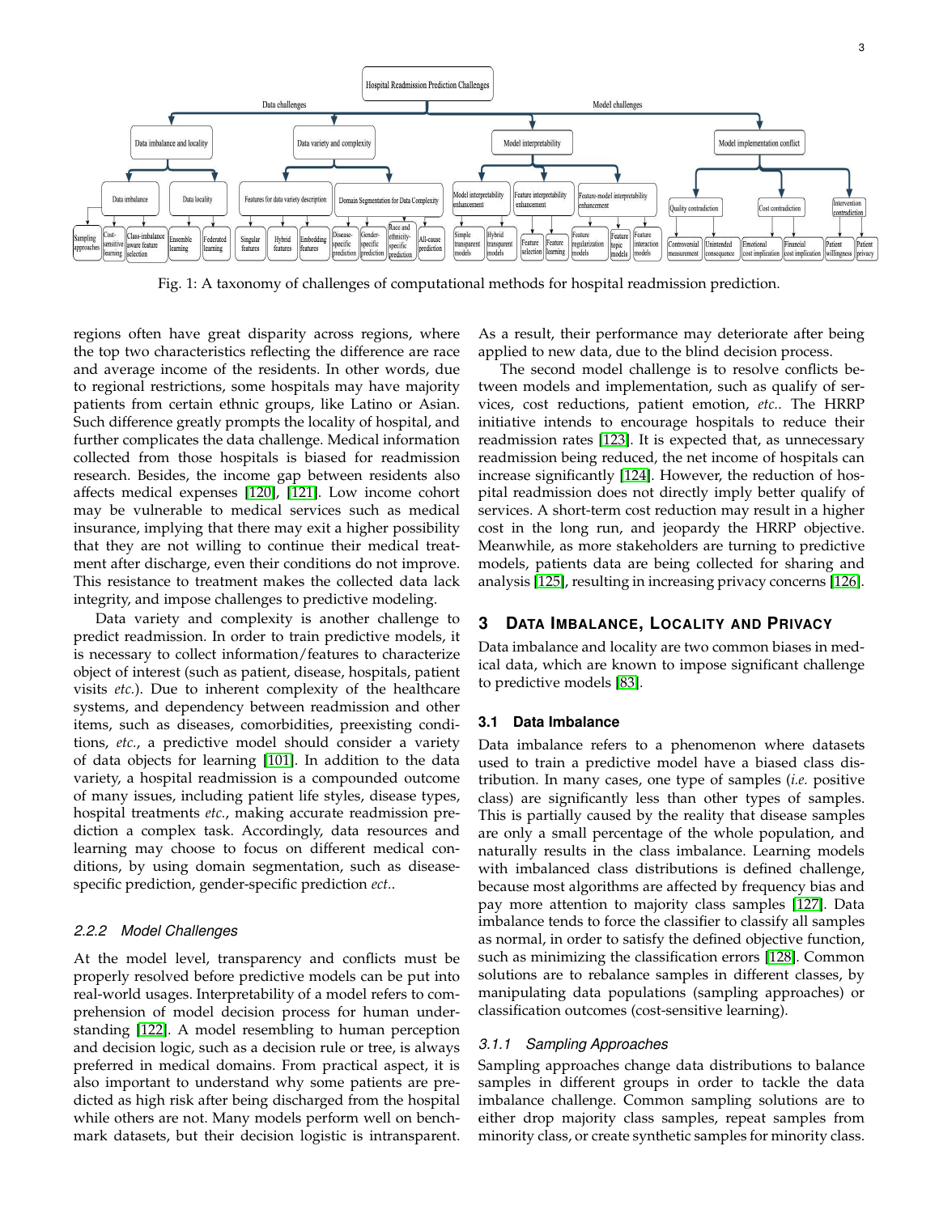Fig. 1: A taxonomy of challenges of computational methods for hospital readmission prediction.

regions often have great disparity across regions, where the top two characteristics reflecting the difference are race and average income of the residents. In other words, due to regional restrictions, some hospitals may have majority patients from certain ethnic groups, like Latino or Asian. Such difference greatly prompts the locality of hospital, and further complicates the data challenge. Medical information collected from those hospitals is biased for readmission research. Besides, the income gap between residents also affects medical expenses [120], [121]. Low income cohort may be vulnerable to medical services such as medical insurance, implying that there may exit a higher possibility that they are not willing to continue their medical treatment after discharge, even their conditions do not improve. This resistance to treatment makes the collected data lack integrity, and impose challenges to predictive modeling.

Data variety and complexity is another challenge to predict readmission. In order to train predictive models, it is necessary to collect information/features to characterize object of interest (such as patient, disease, hospitals, patient visits *etc.*). Due to inherent complexity of the healthcare systems, and dependency between readmission and other items, such as diseases, comorbidities, preexisting conditions, *etc.*, a predictive model should consider a variety of data objects for learning [101]. In addition to the data variety, a hospital readmission is a compounded outcome of many issues, including patient life styles, disease types, hospital treatments *etc.*, making accurate readmission prediction a complex task. Accordingly, data resources and learning may choose to focus on different medical conditions, by using domain segmentation, such as disease-specific prediction, gender-specific prediction *ect.*.

#### 2.2.2 Model Challenges

At the model level, transparency and conflicts must be properly resolved before predictive models can be put into real-world usages. Interpretability of a model refers to comprehension of model decision process for human understanding [122]. A model resembling to human perception and decision logic, such as a decision rule or tree, is always preferred in medical domains. From practical aspect, it is also important to understand why some patients are predicted as high risk after being discharged from the hospital while others are not. Many models perform well on benchmark datasets, but their decision logistic is intransparent. As a result, their performance may deteriorate after being applied to new data, due to the blind decision process.

The second model challenge is to resolve conflicts between models and implementation, such as qualify of services, cost reductions, patient emotion, *etc.*. The HRRP initiative intends to encourage hospitals to reduce their readmission rates [123]. It is expected that, as unnecessary readmission being reduced, the net income of hospitals can increase significantly [124]. However, the reduction of hospital readmission does not directly imply better qualify of services. A short-term cost reduction may result in a higher cost in the long run, and jeopardy the HRRP objective. Meanwhile, as more stakeholders are turning to predictive models, patients data are being collected for sharing and analysis [125], resulting in increasing privacy concerns [126].

## 3 Data Imbalance, Locality and Privacy

Data imbalance and locality are two common biases in medical data, which are known to impose significant challenge to predictive models [83].

### 3.1 Data Imbalance

Data imbalance refers to a phenomenon where datasets used to train a predictive model have a biased class distribution. In many cases, one type of samples (*i.e.* positive class) are significantly less than other types of samples. This is partially caused by the reality that disease samples are only a small percentage of the whole population, and naturally results in the class imbalance. Learning models with imbalanced class distributions is defined challenge, because most algorithms are affected by frequency bias and pay more attention to majority class samples [127]. Data imbalance tends to force the classifier to classify all samples as normal, in order to satisfy the defined objective function, such as minimizing the classification errors [128]. Common solutions are to rebalance samples in different classes, by manipulating data populations (sampling approaches) or classification outcomes (cost-sensitive learning).

#### 3.1.1 Sampling Approaches

Sampling approaches change data distributions to balance samples in different groups in order to tackle the data imbalance challenge. Common sampling solutions are to either drop majority class samples, repeat samples from minority class, or create synthetic samples for minority class.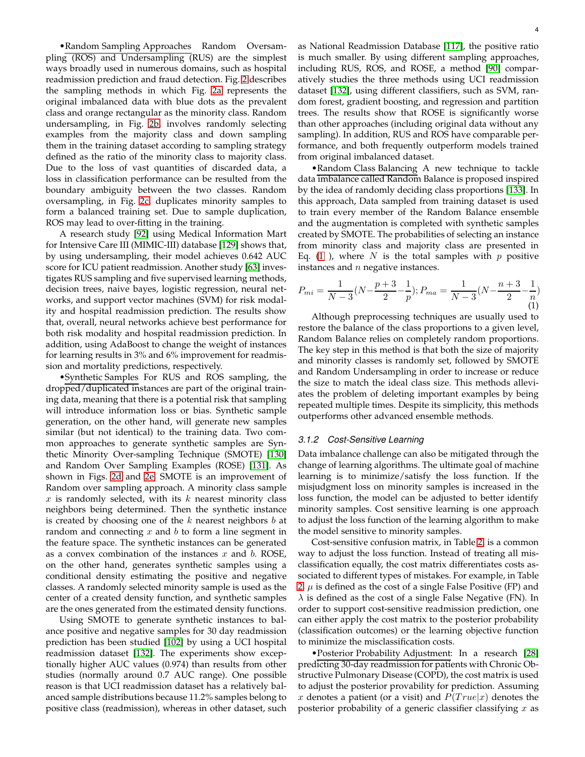•Random Sampling Approaches Random Oversampling (ROS) and Undersampling (RUS) are the simplest ways broadly used in numerous domains, such as hospital readmission prediction and fraud detection. Fig. 2 describes the sampling methods in which Fig. 2a represents the original imbalanced data with blue dots as the prevalent class and orange rectangular as the minority class. Random undersampling, in Fig. 2b, involves randomly selecting examples from the majority class and down sampling them in the training dataset according to sampling strategy defined as the ratio of the minority class to majority class. Due to the loss of vast quantities of discarded data, a loss in classification performance can be resulted from the boundary ambiguity between the two classes. Random oversampling, in Fig. 2c, duplicates minority samples to form a balanced training set. Due to sample duplication, ROS may lead to over-fitting in the training.

A research study [92] using Medical Information Mart for Intensive Care III (MIMIC-III) database [129] shows that, by using undersampling, their model achieves 0.642 AUC score for ICU patient readmission. Another study [63] investigates RUS sampling and five supervised learning methods, decision trees, naive bayes, logistic regression, neural networks, and support vector machines (SVM) for risk modality and hospital readmission prediction. The results show that, overall, neural networks achieve best performance for both risk modality and hospital readmission prediction. In addition, using AdaBoost to change the weight of instances for learning results in 3% and 6% improvement for readmission and mortality predictions, respectively.

•Synthetic Samples For RUS and ROS sampling, the dropped/duplicated instances are part of the original training data, meaning that there is a potential risk that sampling will introduce information loss or bias. Synthetic sample generation, on the other hand, will generate new samples similar (but not identical) to the training data. Two common approaches to generate synthetic samples are Synthetic Minority Over-sampling Technique (SMOTE) [130] and Random Over Sampling Examples (ROSE) [131]. As shown in Figs. 2d and 2e, SMOTE is an improvement of Random over sampling approach. A minority class sample $x$ is randomly selected, with its $k$ nearest minority class neighbors being determined. Then the synthetic instance is created by choosing one of the $k$ nearest neighbors $b$ at random and connecting $x$ and $b$ to form a line segment in the feature space. The synthetic instances can be generated as a convex combination of the instances $x$ and $b$. ROSE, on the other hand, generates synthetic samples using a conditional density estimating the positive and negative classes. A randomly selected minority sample is used as the center of a created density function, and synthetic samples are the ones generated from the estimated density functions.

Using SMOTE to generate synthetic instances to balance positive and negative samples for 30 day readmission prediction has been studied [102] by using a UCI hospital readmission dataset [132]. The experiments show exceptionally higher AUC values (0.974) than results from other studies (normally around 0.7 AUC range). One possible reason is that UCI readmission dataset has a relatively balanced sample distributions because 11.2% samples belong to positive class (readmission), whereas in other dataset, such as National Readmission Database [117], the positive ratio is much smaller. By using different sampling approaches, including RUS, ROS, and ROSE, a method [90] comparatively studies the three methods using UCI readmission dataset [132], using different classifiers, such as SVM, random forest, gradient boosting, and regression and partition trees. The results show that ROSE is significantly worse than other approaches (including original data without any sampling). In addition, RUS and ROS have comparable performance, and both frequently outperform models trained from original imbalanced dataset.

•Random Class Balancing A new technique to tackle data imbalance called Random Balance is proposed inspired by the idea of randomly deciding class proportions [133]. In this approach, Data sampled from training dataset is used to train every member of the Random Balance ensemble and the augmentation is completed with synthetic samples created by SMOTE. The probabilities of selecting an instance from minority class and majority class are presented in Eq. (1), where $N$ is the total samples with $p$ positive instances and $n$ negative instances.

$$P_{mi} = \frac{1}{N-3}(N - \frac{p+3}{2} - \frac{1}{p}); P_{ma} = \frac{1}{N-3}(N - \frac{n+3}{2} - \frac{1}{n}) \quad (1)$$

Although preprocessing techniques are usually used to restore the balance of the class proportions to a given level, Random Balance relies on completely random proportions. The key step in this method is that both the size of majority and minority classes is randomly set, followed by SMOTE and Random Undersampling in order to increase or reduce the size to match the ideal class size. This methods alleviates the problem of deleting important examples by being repeated multiple times. Despite its simplicity, this methods outperforms other advanced ensemble methods.

### 3.1.2 Cost-Sensitive Learning

Data imbalance challenge can also be mitigated through the change of learning algorithms. The ultimate goal of machine learning is to minimize/satisfy the loss function. If the misjudgment loss on minority samples is increased in the loss function, the model can be adjusted to better identify minority samples. Cost sensitive learning is one approach to adjust the loss function of the learning algorithm to make the model sensitive to minority samples.

Cost-sensitive confusion matrix, in Table 2, is a common way to adjust the loss function. Instead of treating all misclassification equally, the cost matrix differentiates costs associated to different types of mistakes. For example, in Table 2, $\mu$ is defined as the cost of a single False Positive (FP) and $\lambda$ is defined as the cost of a single False Negative (FN). In order to support cost-sensitive readmission prediction, one can either apply the cost matrix to the posterior probability (classification outcomes) or the learning objective function to minimize the misclassification costs.

•Posterior Probability Adjustment: In a research [28] predicting 30-day readmission for patients with Chronic Obstructive Pulmonary Disease (COPD), the cost matrix is used to adjust the posterior provability for prediction. Assuming $x$ denotes a patient (or a visit) and $P(True|x)$ denotes the posterior probability of a generic classifier classifying $x$ as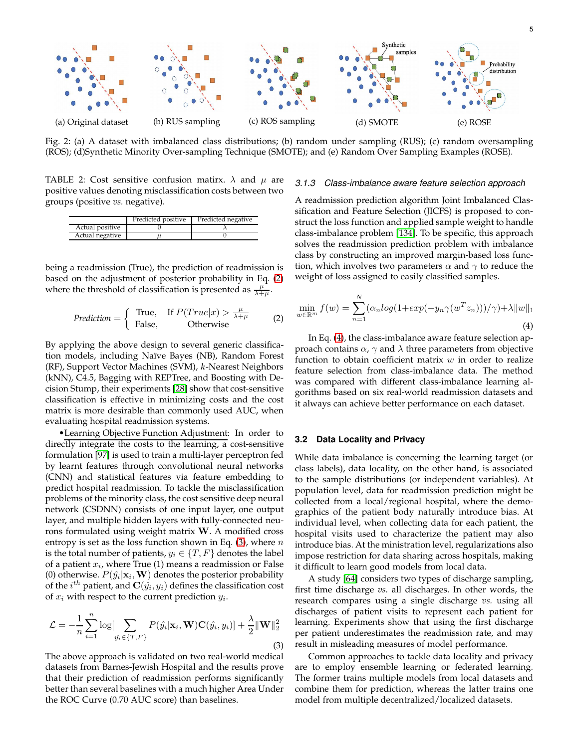(a) Original dataset (b) RUS sampling (c) ROS sampling (d) SMOTE (e) ROSE

Fig. 2: (a) A dataset with imbalanced class distributions; (b) random under sampling (RUS); (c) random oversampling (ROS); (d)Synthetic Minority Over-sampling Technique (SMOTE); and (e) Random Over Sampling Examples (ROSE).

TABLE 2: Cost sensitive confusion matirx. $\lambda$ and $\mu$ are positive values denoting misclassification costs between two groups (positive *vs.* negative).

| | Predicted positive | Predicted negative |
|---|---|---|
| Actual positive | 0 | $\lambda$ |
| Actual negative | $\mu$ | 0 |

being a readmission (True), the prediction of readmission is based on the adjustment of posterior probability in Eq. (2) where the threshold of classification is presented as $\frac{\mu}{\lambda+\mu}$.

$$Prediction = \begin{cases} \text{True}, & \text{If } P(True|x) > \frac{\mu}{\lambda+\mu} \\ \text{False}, & \text{Otherwise} \end{cases} \quad (2)$$

By applying the above design to several generic classification models, including Naïve Bayes (NB), Random Forest (RF), Support Vector Machines (SVM), $k$-Nearest Neighbors (kNN), C4.5, Bagging with REPTree, and Boosting with Decision Stump, their experiments [28] show that cost-sensitive classification is effective in minimizing costs and the cost matrix is more desirable than commonly used AUC, when evaluating hospital readmission systems.

• Learning Objective Function Adjustment: In order to directly integrate the costs to the learning, a cost-sensitive formulation [97] is used to train a multi-layer perceptron fed by learnt features through convolutional neural networks (CNN) and statistical features via feature embedding to predict hospital readmission. To tackle the misclassification problems of the minority class, the cost sensitive deep neural network (CSDNN) consists of one input layer, one output layer, and multiple hidden layers with fully-connected neurons formulated using weight matrix $\mathbf{W}$. A modified cross entropy is set as the loss function shown in Eq. (3), where $n$ is the total number of patients, $y_i \in \{T, F\}$ denotes the label of a patient $x_i$, where True (1) means a readmission or False (0) otherwise. $P(\hat{y}_i|\mathbf{x}_i, \mathbf{W})$ denotes the posterior probability of the $i^{th}$ patient, and $\mathbf{C}(\hat{y}_i, y_i)$ defines the classification cost of $x_i$ with respect to the current prediction $y_i$.

$$\mathcal{L} = -\frac{1}{n}\sum_{i=1}^{n}\log[\sum_{\hat{y}_i\in\{T,F\}} P(\hat{y}_i|\mathbf{x}_i, \mathbf{W})\mathbf{C}(\hat{y}_i, y_i)] + \frac{\lambda}{2}\|\mathbf{W}\|_2^2 \quad (3)$$

The above approach is validated on two real-world medical datasets from Barnes-Jewish Hospital and the results prove that their prediction of readmission performs significantly better than several baselines with a much higher Area Under the ROC Curve (0.70 AUC score) than baselines.

### 3.1.3 Class-imbalance aware feature selection approach

A readmission prediction algorithm Joint Imbalanced Classification and Feature Selection (JICFS) is proposed to construct the loss function and applied sample weight to handle class-imbalance problem [134]. To be specific, this approach solves the readmission prediction problem with imbalance class by constructing an improved margin-based loss function, which involves two parameters $\alpha$ and $\gamma$ to reduce the weight of loss assigned to easily classified samples.

$$\min_{w\in\mathbb{R}^m} f(w) = \sum_{n=1}^{N}(\alpha_n log(1+exp(-y_n\gamma(w^T z_n)))/\gamma)+\lambda\|w\|_1 \quad (4)$$

In Eq. (4), the class-imbalance aware feature selection approach contains $\alpha$, $\gamma$ and $\lambda$ three parameters from objective function to obtain coefficient matrix $w$ in order to realize feature selection from class-imbalance data. The method was compared with different class-imbalance learning algorithms based on six real-world readmission datasets and it always can achieve better performance on each dataset.

## 3.2 Data Locality and Privacy

While data imbalance is concerning the learning target (or class labels), data locality, on the other hand, is associated to the sample distributions (or independent variables). At population level, data for readmission prediction might be collected from a local/regional hospital, where the demographics of the patient body naturally introduce bias. At individual level, when collecting data for each patient, the hospital visits used to characterize the patient may also introduce bias. At the ministration level, regularizations also impose restriction for data sharing across hospitals, making it difficult to learn good models from local data.

A study [64] considers two types of discharge sampling, first time discharge *vs.* all discharges. In other words, the research compares using a single discharge *vs.* using all discharges of patient visits to represent each patient for learning. Experiments show that using the first discharge per patient underestimates the readmission rate, and may result in misleading measures of model performance.

Common approaches to tackle data locality and privacy are to employ ensemble learning or federated learning. The former trains multiple models from local datasets and combine them for prediction, whereas the latter trains one model from multiple decentralized/localized datasets.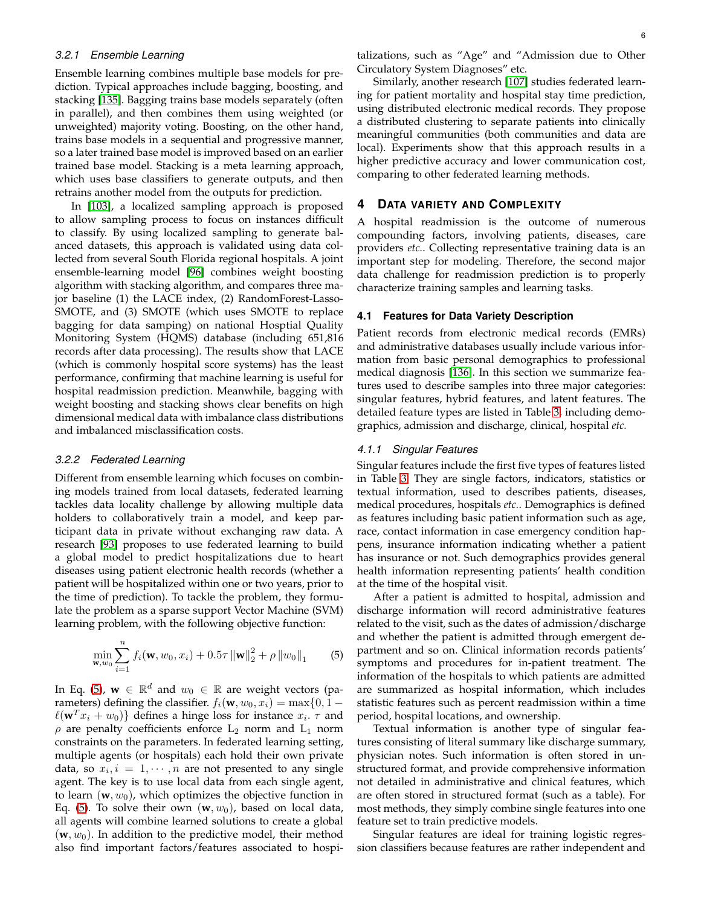#### 3.2.1 Ensemble Learning

Ensemble learning combines multiple base models for prediction. Typical approaches include bagging, boosting, and stacking [135]. Bagging trains base models separately (often in parallel), and then combines them using weighted (or unweighted) majority voting. Boosting, on the other hand, trains base models in a sequential and progressive manner, so a later trained base model is improved based on an earlier trained base model. Stacking is a meta learning approach, which uses base classifiers to generate outputs, and then retrains another model from the outputs for prediction.

In [103], a localized sampling approach is proposed to allow sampling process to focus on instances difficult to classify. By using localized sampling to generate balanced datasets, this approach is validated using data collected from several South Florida regional hospitals. A joint ensemble-learning model [96] combines weight boosting algorithm with stacking algorithm, and compares three major baseline (1) the LACE index, (2) RandomForest-Lasso-SMOTE, and (3) SMOTE (which uses SMOTE to replace bagging for data samping) on national Hosptial Quality Monitoring System (HQMS) database (including 651,816 records after data processing). The results show that LACE (which is commonly hospital score systems) has the least performance, confirming that machine learning is useful for hospital readmission prediction. Meanwhile, bagging with weight boosting and stacking shows clear benefits on high dimensional medical data with imbalance class distributions and imbalanced misclassification costs.

#### 3.2.2 Federated Learning

Different from ensemble learning which focuses on combining models trained from local datasets, federated learning tackles data locality challenge by allowing multiple data holders to collaboratively train a model, and keep participant data in private without exchanging raw data. A research [93] proposes to use federated learning to build a global model to predict hospitalizations due to heart diseases using patient electronic health records (whether a patient will be hospitalized within one or two years, prior to the time of prediction). To tackle the problem, they formulate the problem as a sparse support Vector Machine (SVM) learning problem, with the following objective function:

$$\min_{\mathbf{w},w_0} \sum_{i=1}^{n} f_i(\mathbf{w}, w_0, x_i) + 0.5\tau \|\mathbf{w}\|_2^2 + \rho \|w_0\|_1 \quad (5)$$

In Eq. (5), $\mathbf{w} \in \mathbb{R}^d$ and $w_0 \in \mathbb{R}$ are weight vectors (parameters) defining the classifier. $f_i(\mathbf{w}, w_0, x_i) = \max\{0, 1 - \ell(\mathbf{w}^T x_i + w_0)\}$ defines a hinge loss for instance $x_i$. $\tau$ and $\rho$ are penalty coefficients enforce $L_2$ norm and $L_1$ norm constraints on the parameters. In federated learning setting, multiple agents (or hospitals) each hold their own private data, so $x_i, i = 1, \cdots, n$ are not presented to any single agent. The key is to use local data from each single agent, to learn $(\mathbf{w}, w_0)$, which optimizes the objective function in Eq. (5). To solve their own $(\mathbf{w}, w_0)$, based on local data, all agents will combine learned solutions to create a global $(\mathbf{w}, w_0)$. In addition to the predictive model, their method also find important factors/features associated to hospitalizations, such as "Age" and "Admission due to Other Circulatory System Diagnoses" etc.

Similarly, another research [107] studies federated learning for patient mortality and hospital stay time prediction, using distributed electronic medical records. They propose a distributed clustering to separate patients into clinically meaningful communities (both communities and data are local). Experiments show that this approach results in a higher predictive accuracy and lower communication cost, comparing to other federated learning methods.

## 4 Data Variety and Complexity

A hospital readmission is the outcome of numerous compounding factors, involving patients, diseases, care providers *etc.*. Collecting representative training data is an important step for modeling. Therefore, the second major data challenge for readmission prediction is to properly characterize training samples and learning tasks.

### 4.1 Features for Data Variety Description

Patient records from electronic medical records (EMRs) and administrative databases usually include various information from basic personal demographics to professional medical diagnosis [136]. In this section we summarize features used to describe samples into three major categories: singular features, hybrid features, and latent features. The detailed feature types are listed in Table 3, including demographics, admission and discharge, clinical, hospital *etc.*

#### 4.1.1 Singular Features

Singular features include the first five types of features listed in Table 3. They are single factors, indicators, statistics or textual information, used to describes patients, diseases, medical procedures, hospitals *etc.*. Demographics is defined as features including basic patient information such as age, race, contact information in case emergency condition happens, insurance information indicating whether a patient has insurance or not. Such demographics provides general health information representing patients' health condition at the time of the hospital visit.

After a patient is admitted to hospital, admission and discharge information will record administrative features related to the visit, such as the dates of admission/discharge and whether the patient is admitted through emergent department and so on. Clinical information records patients' symptoms and procedures for in-patient treatment. The information of the hospitals to which patients are admitted are summarized as hospital information, which includes statistic features such as percent readmission within a time period, hospital locations, and ownership.

Textual information is another type of singular features consisting of literal summary like discharge summary, physician notes. Such information is often stored in unstructured format, and provide comprehensive information not detailed in administrative and clinical features, which are often stored in structured format (such as a table). For most methods, they simply combine single features into one feature set to train predictive models.

Singular features are ideal for training logistic regression classifiers because features are rather independent and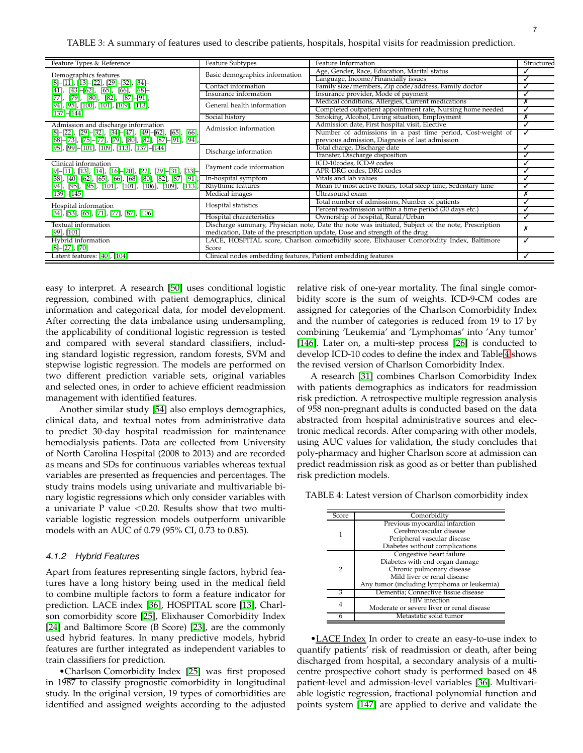TABLE 3: A summary of features used to describe patients, hospitals, hospital visits for readmission prediction.

| Feature Types & Reference | Feature Subtypes | Feature Information | Structured |
|---|---|---|---|
| Demographics features [8]–[11], [13]–[22], [29]–[32], [34]–[41], [43]–[62], [65], [66], [68]–[77], [79], [80], [82], [87]–[91], [94], [95], [100], [101], [109], [113], [137]–[144] | Basic demographics information | Age, Gender, Race, Education, Marital status | ✓ |
| | | Language, Income/Financially issues | ✓ |
| | Contact information | Family size/members, Zip code/address, Family doctor | ✓ |
| | Insurance information | Insurance provider, Mode of payment | ✓ |
| | General health information | Medical conditions, Allergies, Current medications | ✗ |
| | | Completed outpatient appointment rate, Nursing home needed | ✓ |
| | Social history | Smoking, Alcohol, Living situation, Employment | ✗ |
| Admission and discharge information [8]–[22], [29]–[32], [34]–[47], [49]–[62], [65], [66], [68]–[73], [75]–[77], [79], [80], [82], [87]–[91], [94], [95], [99]–[101], [109], [113], [137]–[144] | Admission information | Admission date, First hospital visit, Elective | ✓ |
| | | Number of admissions in a past time period, Cost-weight of previous admission, Diagnosis of last admission | ✓ |
| | Discharge information | Total charge, Discharge date | ✓ |
| | | Transfer, Discharge disposition | ✓ |
| Clinical information [9]–[11], [13], [14], [16]–[20], [22], [29]–[31], [33]–[38], [40]–[62], [65], [66], [68]–[80], [82], [87]–[91], [94], [95], [95], [101], [101], [106], [109], [113], [139]–[145] | Payment code information | ICD-10codes, ICD-9 codes | ✓ |
| | | APR-DRG codes, DRG codes | ✓ |
| | In-hospital symptom | Vitals and lab values | ✓ |
| | Rhythmic features | Mean 10 most active hours, Total sleep time, Sedentary time | ✓ |
| | Medical images | Ultrasound exam | ✗ |
| Hospital information [34], [53], [65], [71], [77], [87], [106] | Hospital statistics | Total number of admissions, Number of patients | ✓ |
| | | Percent readmission within a time period (30 days etc.) | ✓ |
| | Hospital characteristics | Ownership of hospital, Rural/Urban | ✓ |
| Textual information [99], [101] | Discharge summary, Physician note, Date the note was initiated, Subject of the note, Prescription medication, Date of the prescription update, Dose and strength of the drug | | ✗ |
| Hybrid information [8]–[27], [70] | LACE, HOSPITAL score, Charlson comorbidity score, Elixhauser Comorbidity Index, Baltimore Score | | ✓ |
| Latent features: [40], [104] | Clinical nodes embedding features, Patient embedding features | | ✓ |

easy to interpret. A research [50] uses conditional logistic regression, combined with patient demographics, clinical information and categorical data, for model development. After correcting the data imbalance using undersampling, the applicability of conditional logistic regression is tested and compared with several standard classifiers, including standard logistic regression, random forests, SVM and stepwise logistic regression. The models are performed on two different prediction variable sets, original variables and selected ones, in order to achieve efficient readmission management with identified features.

Another similar study [54] also employs demographics, clinical data, and textual notes from administrative data to predict 30-day hospital readmission for maintenance hemodialysis patients. Data are collected from University of North Carolina Hospital (2008 to 2013) and are recorded as means and SDs for continuous variables whereas textual variables are presented as frequencies and percentages. The study trains models using univariate and multivariable binary logistic regressions which only consider variables with a univariate P value $<0.20$. Results show that two multivariable logistic regression models outperform univarible models with an AUC of 0.79 (95% CI, 0.73 to 0.85).

#### 4.1.2 Hybrid Features

Apart from features representing single factors, hybrid features have a long history being used in the medical field to combine multiple factors to form a feature indicator for prediction. LACE index [36], HOSPITAL score [13], Charlson comorbidity score [25], Elixhauser Comorbidity Index [24] and Baltimore Score (B Score) [23], are the commonly used hybrid features. In many predictive models, hybrid features are further integrated as independent variables to train classifiers for prediction.

•Charlson Comorbidity Index [25] was first proposed in 1987 to classify prognostic comorbidity in longitudinal study. In the original version, 19 types of comorbidities are identified and assigned weights according to the adjusted relative risk of one-year mortality. The final single comorbidity score is the sum of weights. ICD-9-CM codes are assigned for categories of the Charlson Comorbidity Index and the number of categories is reduced from 19 to 17 by combining 'Leukemia' and 'Lymphomas' into 'Any tumor' [146]. Later on, a multi-step process [26] is conducted to develop ICD-10 codes to define the index and Table 4 shows the revised version of Charlson Comorbidity Index.

A research [31] combines Charlson Comorbidity Index with patients demographics as indicators for readmission risk prediction. A retrospective multiple regression analysis of 958 non-pregnant adults is conducted based on the data abstracted from hospital administrative sources and electronic medical records. After comparing with other models, using AUC values for validation, the study concludes that poly-pharmacy and higher Charlson score at admission can predict readmission risk as good as or better than published risk prediction models.

TABLE 4: Latest version of Charlson comorbidity index

| Score | Comorbidity |
|---|---|
| 1 | Previous myocardial infarction<br>Cerebrovascular disease<br>Peripheral vascular disease<br>Diabetes without complications |
| 2 | Congestive heart failure<br>Diabetes with end organ damage<br>Chronic pulmonary disease<br>Mild liver or renal disease<br>Any tumor (including lymphoma or leukemia) |
| 3 | Dementia; Connective tissue disease |
| 4 | HIV infection<br>Moderate or severe liver or renal disease |
| 6 | Metastatic solid tumor |

•LACE Index In order to create an easy-to-use index to quantify patients' risk of readmission or death, after being discharged from hospital, a secondary analysis of a multicentre prospective cohort study is performed based on 48 patient-level and admission-level variables [36]. Multivariable logistic regression, fractional polynomial function and points system [147] are applied to derive and validate the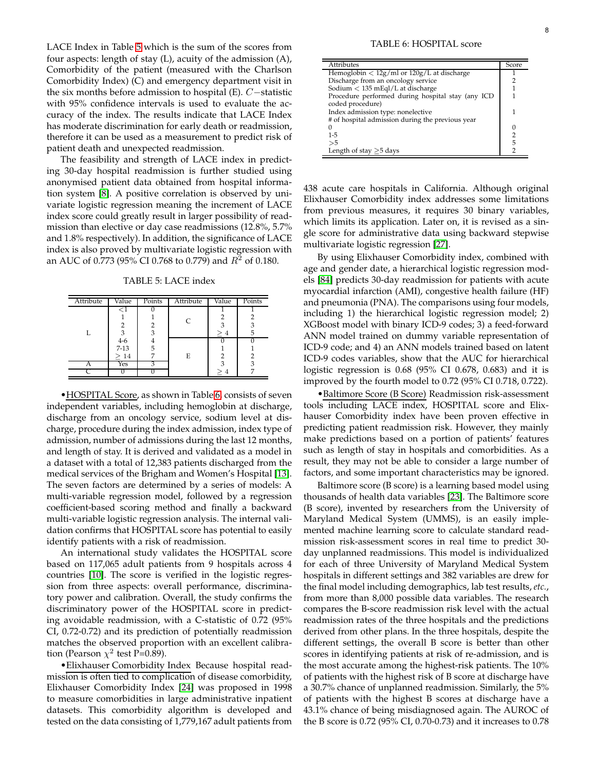LACE Index in Table 5 which is the sum of the scores from four aspects: length of stay (L), acuity of the admission (A), Comorbidity of the patient (measured with the Charlson Comorbidity Index) (C) and emergency department visit in the six months before admission to hospital (E). $C-$statistic with 95% confidence intervals is used to evaluate the accuracy of the index. The results indicate that LACE Index has moderate discrimination for early death or readmission, therefore it can be used as a measurement to predict risk of patient death and unexpected readmission.

The feasibility and strength of LACE index in predicting 30-day hospital readmission is further studied using anonymised patient data obtained from hospital information system [8]. A positive correlation is observed by univariate logistic regression meaning the increment of LACE index score could greatly result in larger possibility of readmission than elective or day case readmissions (12.8%, 5.7% and 1.8% respectively). In addition, the significance of LACE index is also proved by multivariate logistic regression with an AUC of 0.773 (95% CI 0.768 to 0.779) and $R^2$ of 0.180.

TABLE 5: LACE index

| Attribute | Value | Points | Attribute | Value | Points |
|---|---|---|---|---|---|
| L | <1 | 0 | C | 1 | 1 |
| | 1 | 1 | | 2 | 2 |
| | 2 | 2 | | 3 | 3 |
| | 3 | 3 | | $\geq 4$ | 5 |
| | 4-6 | 4 | E | 0 | 0 |
| | 7-13 | 5 | | 1 | 1 |
| | $\geq 14$ | 7 | | 2 | 2 |
| A | Yes | 3 | | 3 | 3 |
| C | 0 | 0 | | $\geq 4$ | 7 |

•<u>HOSPITAL Score</u>, as shown in Table 6, consists of seven independent variables, including hemoglobin at discharge, discharge from an oncology service, sodium level at discharge, procedure during the index admission, index type of admission, number of admissions during the last 12 months, and length of stay. It is derived and validated as a model in a dataset with a total of 12,383 patients discharged from the medical services of the Brigham and Women's Hospital [13]. The seven factors are determined by a series of models: A multi-variable regression model, followed by a regression coefficient-based scoring method and finally a backward multi-variable logistic regression analysis. The internal validation confirms that HOSPITAL score has potential to easily identify patients with a risk of readmission.

An international study validates the HOSPITAL score based on 117,065 adult patients from 9 hospitals across 4 countries [10]. The score is verified in the logistic regression from three aspects: overall performance, discriminatory power and calibration. Overall, the study confirms the discriminatory power of the HOSPITAL score in predicting avoidable readmission, with a C-statistic of 0.72 (95% CI, 0.72-0.72) and its prediction of potentially readmission matches the observed proportion with an excellent calibration (Pearson $\chi^2$ test P=0.89).

•<u>Elixhauser Comorbidity Index</u> Because hospital readmission is often tied to complication of disease comorbidity, Elixhauser Comorbidity Index [24] was proposed in 1998 to measure comorbidities in large administrative inpatient datasets. This comorbidity algorithm is developed and tested on the data consisting of 1,779,167 adult patients from 438 acute care hospitals in California. Although original Elixhauser Comorbidity index addresses some limitations from previous measures, it requires 30 binary variables, which limits its application. Later on, it is revised as a single score for administrative data using backward stepwise multivariate logistic regression [27].

TABLE 6: HOSPITAL score

| Attributes | Score |
|---|---|
| Hemoglobin < 12g/ml or 120g/L at discharge | 1 |
| Discharge from an oncology service | 2 |
| Sodium < 135 mEql/L at discharge | 1 |
| Procedure performed during hospital stay (any ICD coded procedure) | 1 |
| Index admission type: nonelective | 1 |
| # of hospital admission during the previous year | |
| 0 | 0 |
| 1-5 | 2 |
| >5 | 5 |
| Length of stay ≥5 days | 2 |

By using Elixhauser Comorbidity index, combined with age and gender date, a hierarchical logistic regression models [84] predicts 30-day readmission for patients with acute myocardial infarction (AMI), congestive health failure (HF) and pneumonia (PNA). The comparisons using four models, including 1) the hierarchical logistic regression model; 2) XGBoost model with binary ICD-9 codes; 3) a feed-forward ANN model trained on dummy variable representation of ICD-9 code; and 4) an ANN models trained based on latent ICD-9 codes variables, show that the AUC for hierarchical logistic regression is 0.68 (95% CI 0.678, 0.683) and it is improved by the fourth model to 0.72 (95% CI 0.718, 0.722).

•<u>Baltimore Score (B Score)</u> Readmission risk-assessment tools including LACE index, HOSPITAL score and Elixhauser Comorbidity index have been proven effective in predicting patient readmission risk. However, they mainly make predictions based on a portion of patients' features such as length of stay in hospitals and comorbidities. As a result, they may not be able to consider a large number of factors, and some important characteristics may be ignored.

Baltimore score (B score) is a learning based model using thousands of health data variables [23]. The Baltimore score (B score), invented by researchers from the University of Maryland Medical System (UMMS), is an easily implemented machine learning score to calculate standard readmission risk-assessment scores in real time to predict 30-day unplanned readmissions. This model is individualized for each of three University of Maryland Medical System hospitals in different settings and 382 variables are drew for the final model including demographics, lab test results, *etc.*, from more than 8,000 possible data variables. The research compares the B-score readmission risk level with the actual readmission rates of the three hospitals and the predictions derived from other plans. In the three hospitals, despite the different settings, the overall B score is better than other scores in identifying patients at risk of re-admission, and is the most accurate among the highest-risk patients. The 10% of patients with the highest risk of B score at discharge have a 30.7% chance of unplanned readmission. Similarly, the 5% of patients with the highest B scores at discharge have a 43.1% chance of being misdiagnosed again. The AUROC of the B score is 0.72 (95% CI, 0.70-0.73) and it increases to 0.78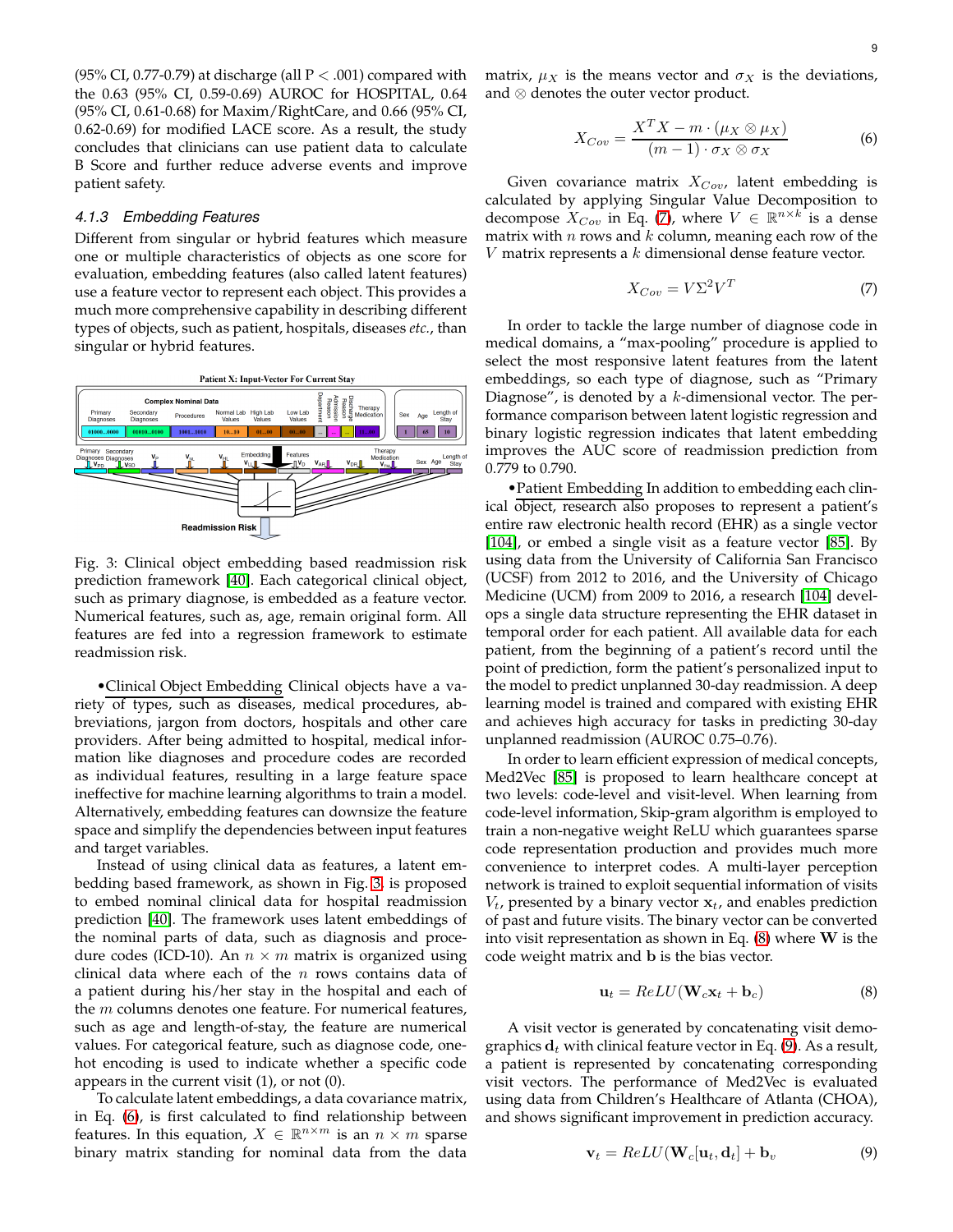(95% CI, 0.77-0.79) at discharge (all P < .001) compared with the 0.63 (95% CI, 0.59-0.69) AUROC for HOSPITAL, 0.64 (95% CI, 0.61-0.68) for Maxim/RightCare, and 0.66 (95% CI, 0.62-0.69) for modified LACE score. As a result, the study concludes that clinicians can use patient data to calculate B Score and further reduce adverse events and improve patient safety.

#### 4.1.3 *Embedding Features*

Different from singular or hybrid features which measure one or multiple characteristics of objects as one score for evaluation, embedding features (also called latent features) use a feature vector to represent each object. This provides a much more comprehensive capability in describing different types of objects, such as patient, hospitals, diseases *etc.*, than singular or hybrid features.

Fig. 3: Clinical object embedding based readmission risk prediction framework [40]. Each categorical clinical object, such as primary diagnose, is embedded as a feature vector. Numerical features, such as, age, remain original form. All features are fed into a regression framework to estimate readmission risk.

•Clinical Object Embedding Clinical objects have a variety of types, such as diseases, medical procedures, abbreviations, jargon from doctors, hospitals and other care providers. After being admitted to hospital, medical information like diagnoses and procedure codes are recorded as individual features, resulting in a large feature space ineffective for machine learning algorithms to train a model. Alternatively, embedding features can downsize the feature space and simplify the dependencies between input features and target variables.

Instead of using clinical data as features, a latent embedding based framework, as shown in Fig. 3, is proposed to embed nominal clinical data for hospital readmission prediction [40]. The framework uses latent embeddings of the nominal parts of data, such as diagnosis and procedure codes (ICD-10). An $n \times m$ matrix is organized using clinical data where each of the $n$ rows contains data of a patient during his/her stay in the hospital and each of the $m$ columns denotes one feature. For numerical features, such as age and length-of-stay, the feature are numerical values. For categorical feature, such as diagnose code, one-hot encoding is used to indicate whether a specific code appears in the current visit (1), or not (0).

To calculate latent embeddings, a data covariance matrix, in Eq. (6), is first calculated to find relationship between features. In this equation, $X \in \mathbb{R}^{n\times m}$ is an $n \times m$ sparse binary matrix standing for nominal data from the data matrix, $\mu_X$ is the means vector and $\sigma_X$ is the deviations, and $\otimes$ denotes the outer vector product.

$$X_{Cov} = \frac{X^T X - m \cdot (\mu_X \otimes \mu_X)}{(m-1) \cdot \sigma_X \otimes \sigma_X} \tag{6}$$

Given covariance matrix $X_{Cov}$, latent embedding is calculated by applying Singular Value Decomposition to decompose $X_{Cov}$ in Eq. (7), where $V \in \mathbb{R}^{n\times k}$ is a dense matrix with $n$ rows and $k$ column, meaning each row of the $V$ matrix represents a $k$ dimensional dense feature vector.

$$X_{Cov} = V\Sigma^2 V^T \tag{7}$$

In order to tackle the large number of diagnose code in medical domains, a "max-pooling" procedure is applied to select the most responsive latent features from the latent embeddings, so each type of diagnose, such as "Primary Diagnose", is denoted by a $k$-dimensional vector. The performance comparison between latent logistic regression and binary logistic regression indicates that latent embedding improves the AUC score of readmission prediction from 0.779 to 0.790.

•Patient Embedding In addition to embedding each clinical object, research also proposes to represent a patient's entire raw electronic health record (EHR) as a single vector [104], or embed a single visit as a feature vector [85]. By using data from the University of California San Francisco (UCSF) from 2012 to 2016, and the University of Chicago Medicine (UCM) from 2009 to 2016, a research [104] develops a single data structure representing the EHR dataset in temporal order for each patient. All available data for each patient, from the beginning of a patient's record until the point of prediction, form the patient's personalized input to the model to predict unplanned 30-day readmission. A deep learning model is trained and compared with existing EHR and achieves high accuracy for tasks in predicting 30-day unplanned readmission (AUROC 0.75–0.76).

In order to learn efficient expression of medical concepts, Med2Vec [85] is proposed to learn healthcare concept at two levels: code-level and visit-level. When learning from code-level information, Skip-gram algorithm is employed to train a non-negative weight ReLU which guarantees sparse code representation production and provides much more convenience to interpret codes. A multi-layer perception network is trained to exploit sequential information of visits $V_t$, presented by a binary vector $\mathbf{x}_t$, and enables prediction of past and future visits. The binary vector can be converted into visit representation as shown in Eq. (8) where $\mathbf{W}$ is the code weight matrix and $\mathbf{b}$ is the bias vector.

$$\mathbf{u}_t = ReLU(\mathbf{W}_c \mathbf{x}_t + \mathbf{b}_c) \tag{8}$$

A visit vector is generated by concatenating visit demographics $\mathbf{d}_t$ with clinical feature vector in Eq. (9). As a result, a patient is represented by concatenating corresponding visit vectors. The performance of Med2Vec is evaluated using data from Children's Healthcare of Atlanta (CHOA), and shows significant improvement in prediction accuracy.

$$\mathbf{v}_t = ReLU(\mathbf{W}_c[\mathbf{u}_t, \mathbf{d}_t] + \mathbf{b}_v \tag{9}$$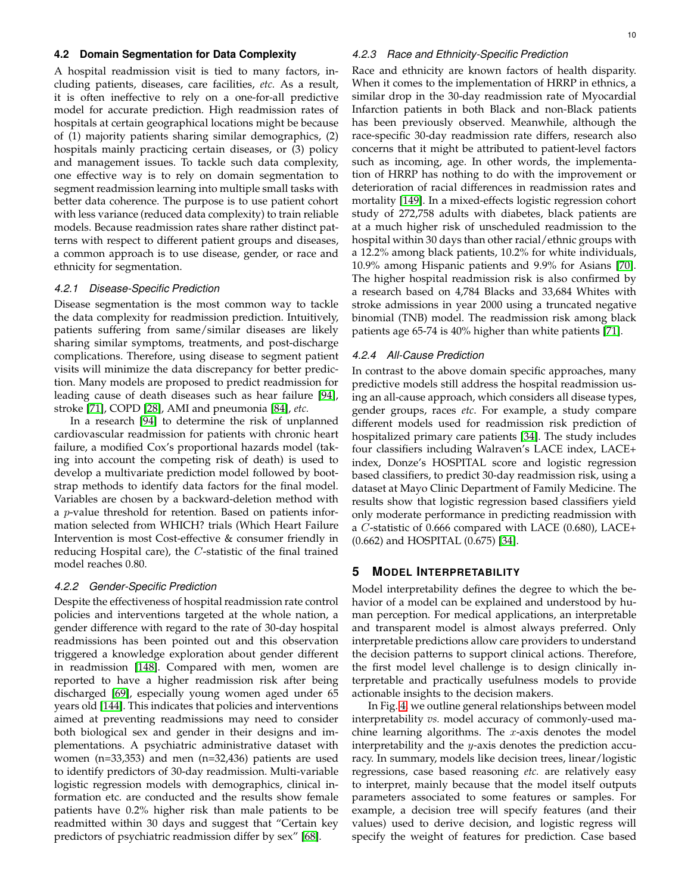### 4.2 Domain Segmentation for Data Complexity

A hospital readmission visit is tied to many factors, including patients, diseases, care facilities, *etc.* As a result, it is often ineffective to rely on a one-for-all predictive model for accurate prediction. High readmission rates of hospitals at certain geographical locations might be because of (1) majority patients sharing similar demographics, (2) hospitals mainly practicing certain diseases, or (3) policy and management issues. To tackle such data complexity, one effective way is to rely on domain segmentation to segment readmission learning into multiple small tasks with better data coherence. The purpose is to use patient cohort with less variance (reduced data complexity) to train reliable models. Because readmission rates share rather distinct patterns with respect to different patient groups and diseases, a common approach is to use disease, gender, or race and ethnicity for segmentation.

#### 4.2.1 Disease-Specific Prediction

Disease segmentation is the most common way to tackle the data complexity for readmission prediction. Intuitively, patients suffering from same/similar diseases are likely sharing similar symptoms, treatments, and post-discharge complications. Therefore, using disease to segment patient visits will minimize the data discrepancy for better prediction. Many models are proposed to predict readmission for leading cause of death diseases such as hear failure [94], stroke [71], COPD [28], AMI and pneumonia [84], *etc.*

In a research [94] to determine the risk of unplanned cardiovascular readmission for patients with chronic heart failure, a modified Cox's proportional hazards model (taking into account the competing risk of death) is used to develop a multivariate prediction model followed by bootstrap methods to identify data factors for the final model. Variables are chosen by a backward-deletion method with a $p$-value threshold for retention. Based on patients information selected from WHICH? trials (Which Heart Failure Intervention is most Cost-effective & consumer friendly in reducing Hospital care), the $C$-statistic of the final trained model reaches 0.80.

#### 4.2.2 Gender-Specific Prediction

Despite the effectiveness of hospital readmission rate control policies and interventions targeted at the whole nation, a gender difference with regard to the rate of 30-day hospital readmissions has been pointed out and this observation triggered a knowledge exploration about gender different in readmission [148]. Compared with men, women are reported to have a higher readmission risk after being discharged [69], especially young women aged under 65 years old [144]. This indicates that policies and interventions aimed at preventing readmissions may need to consider both biological sex and gender in their designs and implementations. A psychiatric administrative dataset with women (n=33,353) and men (n=32,436) patients are used to identify predictors of 30-day readmission. Multi-variable logistic regression models with demographics, clinical information etc. are conducted and the results show female patients have 0.2% higher risk than male patients to be readmitted within 30 days and suggest that "Certain key predictors of psychiatric readmission differ by sex" [68].

#### 4.2.3 Race and Ethnicity-Specific Prediction

Race and ethnicity are known factors of health disparity. When it comes to the implementation of HRRP in ethnics, a similar drop in the 30-day readmission rate of Myocardial Infarction patients in both Black and non-Black patients has been previously observed. Meanwhile, although the race-specific 30-day readmission rate differs, research also concerns that it might be attributed to patient-level factors such as incoming, age. In other words, the implementation of HRRP has nothing to do with the improvement or deterioration of racial differences in readmission rates and mortality [149]. In a mixed-effects logistic regression cohort study of 272,758 adults with diabetes, black patients are at a much higher risk of unscheduled readmission to the hospital within 30 days than other racial/ethnic groups with a 12.2% among black patients, 10.2% for white individuals, 10.9% among Hispanic patients and 9.9% for Asians [70]. The higher hospital readmission risk is also confirmed by a research based on 4,784 Blacks and 33,684 Whites with stroke admissions in year 2000 using a truncated negative binomial (TNB) model. The readmission risk among black patients age 65-74 is 40% higher than white patients [71].

#### 4.2.4 All-Cause Prediction

In contrast to the above domain specific approaches, many predictive models still address the hospital readmission using an all-cause approach, which considers all disease types, gender groups, races *etc.* For example, a study compare different models used for readmission risk prediction of hospitalized primary care patients [34]. The study includes four classifiers including Walraven's LACE index, LACE+ index, Donze's HOSPITAL score and logistic regression based classifiers, to predict 30-day readmission risk, using a dataset at Mayo Clinic Department of Family Medicine. The results show that logistic regression based classifiers yield only moderate performance in predicting readmission with a $C$-statistic of 0.666 compared with LACE (0.680), LACE+ (0.662) and HOSPITAL (0.675) [34].

## 5 Model Interpretability

Model interpretability defines the degree to which the behavior of a model can be explained and understood by human perception. For medical applications, an interpretable and transparent model is almost always preferred. Only interpretable predictions allow care providers to understand the decision patterns to support clinical actions. Therefore, the first model level challenge is to design clinically interpretable and practically usefulness models to provide actionable insights to the decision makers.

In Fig. 4, we outline general relationships between model interpretability *vs.* model accuracy of commonly-used machine learning algorithms. The $x$-axis denotes the model interpretability and the $y$-axis denotes the prediction accuracy. In summary, models like decision trees, linear/logistic regressions, case based reasoning *etc.* are relatively easy to interpret, mainly because that the model itself outputs parameters associated to some features or samples. For example, a decision tree will specify features (and their values) used to derive decision, and logistic regress will specify the weight of features for prediction. Case based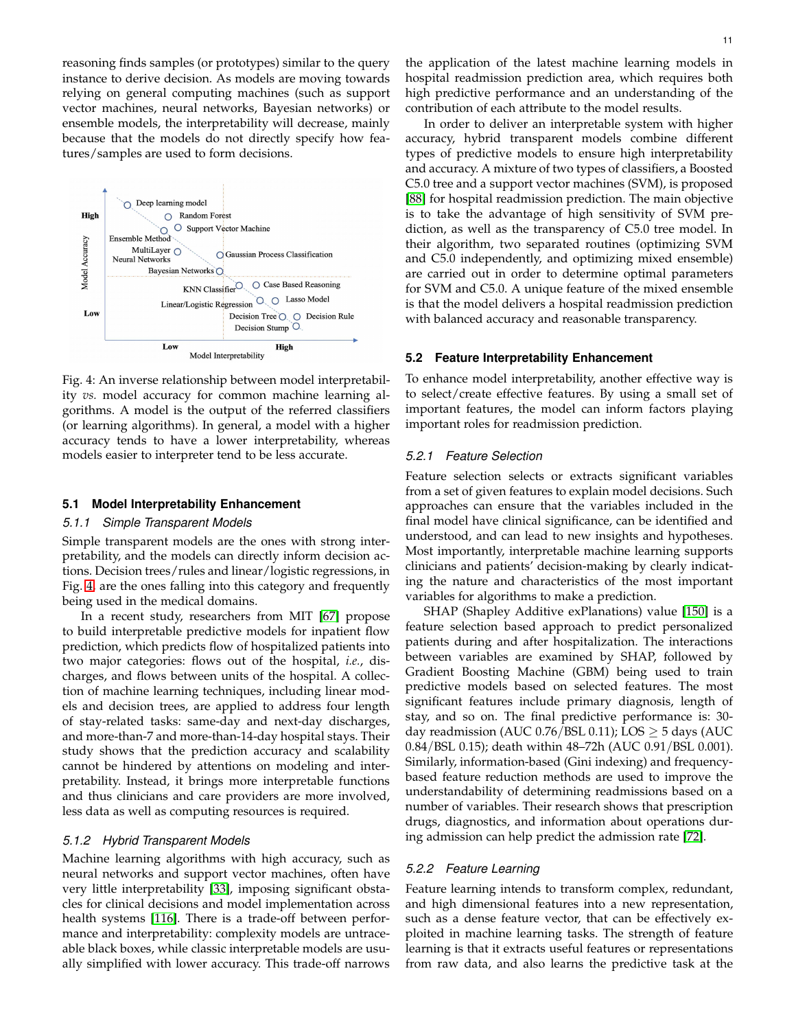reasoning finds samples (or prototypes) similar to the query instance to derive decision. As models are moving towards relying on general computing machines (such as support vector machines, neural networks, Bayesian networks) or ensemble models, the interpretability will decrease, mainly because that the models do not directly specify how features/samples are used to form decisions.

Fig. 4: An inverse relationship between model interpretability *vs.* model accuracy for common machine learning algorithms. A model is the output of the referred classifiers (or learning algorithms). In general, a model with a higher accuracy tends to have a lower interpretability, whereas models easier to interpreter tend to be less accurate.

### 5.1 Model Interpretability Enhancement

#### *5.1.1 Simple Transparent Models*

Simple transparent models are the ones with strong interpretability, and the models can directly inform decision actions. Decision trees/rules and linear/logistic regressions, in Fig. 4 are the ones falling into this category and frequently being used in the medical domains.

In a recent study, researchers from MIT [67] propose to build interpretable predictive models for inpatient flow prediction, which predicts flow of hospitalized patients into two major categories: flows out of the hospital, *i.e.*, discharges, and flows between units of the hospital. A collection of machine learning techniques, including linear models and decision trees, are applied to address four length of stay-related tasks: same-day and next-day discharges, and more-than-7 and more-than-14-day hospital stays. Their study shows that the prediction accuracy and scalability cannot be hindered by attentions on modeling and interpretability. Instead, it brings more interpretable functions and thus clinicians and care providers are more involved, less data as well as computing resources is required.

#### *5.1.2 Hybrid Transparent Models*

Machine learning algorithms with high accuracy, such as neural networks and support vector machines, often have very little interpretability [33], imposing significant obstacles for clinical decisions and model implementation across health systems [116]. There is a trade-off between performance and interpretability: complexity models are untraceable black boxes, while classic interpretable models are usually simplified with lower accuracy. This trade-off narrows the application of the latest machine learning models in hospital readmission prediction area, which requires both high predictive performance and an understanding of the contribution of each attribute to the model results.

In order to deliver an interpretable system with higher accuracy, hybrid transparent models combine different types of predictive models to ensure high interpretability and accuracy. A mixture of two types of classifiers, a Boosted C5.0 tree and a support vector machines (SVM), is proposed [88] for hospital readmission prediction. The main objective is to take the advantage of high sensitivity of SVM prediction, as well as the transparency of C5.0 tree model. In their algorithm, two separated routines (optimizing SVM and C5.0 independently, and optimizing mixed ensemble) are carried out in order to determine optimal parameters for SVM and C5.0. A unique feature of the mixed ensemble is that the model delivers a hospital readmission prediction with balanced accuracy and reasonable transparency.

### 5.2 Feature Interpretability Enhancement

To enhance model interpretability, another effective way is to select/create effective features. By using a small set of important features, the model can inform factors playing important roles for readmission prediction.

#### *5.2.1 Feature Selection*

Feature selection selects or extracts significant variables from a set of given features to explain model decisions. Such approaches can ensure that the variables included in the final model have clinical significance, can be identified and understood, and can lead to new insights and hypotheses. Most importantly, interpretable machine learning supports clinicians and patients' decision-making by clearly indicating the nature and characteristics of the most important variables for algorithms to make a prediction.

SHAP (Shapley Additive exPlanations) value [150] is a feature selection based approach to predict personalized patients during and after hospitalization. The interactions between variables are examined by SHAP, followed by Gradient Boosting Machine (GBM) being used to train predictive models based on selected features. The most significant features include primary diagnosis, length of stay, and so on. The final predictive performance is: 30-day readmission (AUC 0.76/BSL 0.11); LOS $\geq$ 5 days (AUC 0.84/BSL 0.15); death within 48–72h (AUC 0.91/BSL 0.001). Similarly, information-based (Gini indexing) and frequency-based feature reduction methods are used to improve the understandability of determining readmissions based on a number of variables. Their research shows that prescription drugs, diagnostics, and information about operations during admission can help predict the admission rate [72].

#### *5.2.2 Feature Learning*

Feature learning intends to transform complex, redundant, and high dimensional features into a new representation, such as a dense feature vector, that can be effectively exploited in machine learning tasks. The strength of feature learning is that it extracts useful features or representations from raw data, and also learns the predictive task at the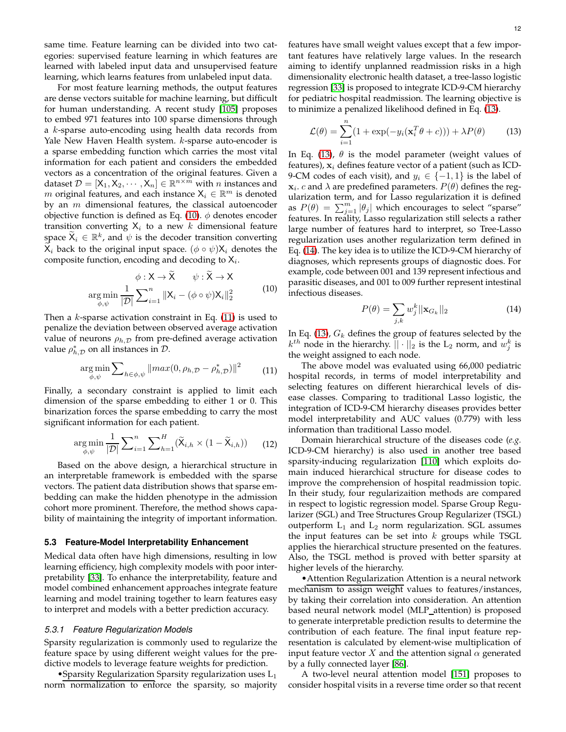same time. Feature learning can be divided into two categories: supervised feature learning in which features are learned with labeled input data and unsupervised feature learning, which learns features from unlabeled input data.

For most feature learning methods, the output features are dense vectors suitable for machine learning, but difficult for human understanding. A recent study [105] proposes to embed 971 features into 100 sparse dimensions through a $k$-sparse auto-encoding using health data records from Yale New Haven Health system. $k$-sparse auto-encoder is a sparse embedding function which carries the most vital information for each patient and considers the embedded vectors as a concentration of the original features. Given a dataset $\mathcal{D} = [\mathsf{X}_1, \mathsf{X}_2, \cdots, \mathsf{X}_n] \in \mathbb{R}^{n \times m}$ with $n$ instances and $m$ original features, and each instance $\mathsf{X}_i \in \mathbb{R}^m$ is denoted by an $m$ dimensional features, the classical autoencoder objective function is defined as Eq. (10). $\phi$ denotes encoder transition converting $\mathsf{X}_i$ to a new $k$ dimensional feature space $\widetilde{\mathsf{X}}_i \in \mathbb{R}^k$, and $\psi$ is the decoder transition converting $\widetilde{\mathsf{X}}_i$ back to the original input space. $(\phi \circ \psi)\mathsf{X}_i$ denotes the composite function, encoding and decoding to $\mathsf{X}_i$.

$$\phi : \mathsf{X} \rightarrow \widetilde{\mathsf{X}} \qquad \psi : \widetilde{\mathsf{X}} \rightarrow \mathsf{X}$$
$$\underset{\phi,\psi}{\arg\min} \frac{1}{|\mathcal{D}|} \sum\nolimits_{i=1}^{n} \|\mathsf{X}_i - (\phi \circ \psi)\mathsf{X}_i\|_2^2 \tag{10}$$

Then a $k$-sparse activation constraint in Eq. (11) is used to penalize the deviation between observed average activation value of neurons $\rho_{h,\mathcal{D}}$ from pre-defined average activation value $\rho^*_{h,\mathcal{D}}$ on all instances in $\mathcal{D}$.

$$\underset{\phi,\psi}{\arg\min} \sum\nolimits_{h \in \phi,\psi} \|max(0, \rho_{h,\mathcal{D}} - \rho^*_{h,\mathcal{D}})\|^2 \tag{11}$$

Finally, a secondary constraint is applied to limit each dimension of the sparse embedding to either 1 or 0. This binarization forces the sparse embedding to carry the most significant information for each patient.

$$\underset{\phi,\psi}{\arg\min} \frac{1}{|\mathcal{D}|} \sum\nolimits_{i=1}^{n} \sum\nolimits_{h=1}^{H} (\widetilde{\mathsf{X}}_{i,h} \times (1 - \widetilde{\mathsf{X}}_{i,h})) \tag{12}$$

Based on the above design, a hierarchical structure in an interpretable framework is embedded with the sparse vectors. The patient data distribution shows that sparse embedding can make the hidden phenotype in the admission cohort more prominent. Therefore, the method shows capability of maintaining the integrity of important information.

### 5.3 Feature-Model Interpretability Enhancement

Medical data often have high dimensions, resulting in low learning efficiency, high complexity models with poor interpretability [33]. To enhance the interpretability, feature and model combined enhancement approaches integrate feature learning and model training together to learn features easy to interpret and models with a better prediction accuracy.

#### 5.3.1 Feature Regularization Models

Sparsity regularization is commonly used to regularize the feature space by using different weight values for the predictive models to leverage feature weights for prediction.

• Sparsity Regularization Sparsity regularization uses $L_1$ norm normalization to enforce the sparsity, so majority features have small weight values except that a few important features have relatively large values. In the research aiming to identify unplanned readmission risks in a high dimensionality electronic health dataset, a tree-lasso logistic regression [33] is proposed to integrate ICD-9-CM hierarchy for pediatric hospital readmission. The learning objective is to minimize a penalized likelihood defined in Eq. (13).

$$\mathcal{L}(\theta) = \sum_{i=1}^{n} (1 + \exp(-y_i(\mathbf{x}_i^T \theta + c))) + \lambda P(\theta) \tag{13}$$

In Eq. (13), $\theta$ is the model parameter (weight values of features), $\mathbf{x}_i$ defines feature vector of a patient (such as ICD-9-CM codes of each visit), and $y_i \in \{-1, 1\}$ is the label of $\mathbf{x}_i$. $c$ and $\lambda$ are predefined parameters. $P(\theta)$ defines the regularization term, and for Lasso regularization it is defined as $P(\theta) = \sum_{j=1}^{m} |\theta_j|$ which encourages to select "sparse" features. In reality, Lasso regularization still selects a rather large number of features hard to interpret, so Tree-Lasso regularization uses another regularization term defined in Eq. (14). The key idea is to utilize the ICD-9-CM hierarchy of diagnoses, which represents groups of diagnostic does. For example, code between 001 and 139 represent infectious and parasitic diseases, and 001 to 009 further represent intestinal infectious diseases.

$$P(\theta) = \sum_{j,k} w_j^k ||\mathbf{x}_{G_k}||_2 \tag{14}$$

In Eq. (13), $G_k$ defines the group of features selected by the $k^{th}$ node in the hierarchy. $||\cdot||_2$ is the $L_2$ norm, and $w_j^k$ is the weight assigned to each node.

The above model was evaluated using 66,000 pediatric hospital records, in terms of model interpretability and selecting features on different hierarchical levels of disease classes. Comparing to traditional Lasso logistic, the integration of ICD-9-CM hierarchy diseases provides better model interpretability and AUC values (0.779) with less information than traditional Lasso model.

Domain hierarchical structure of the diseases code (*e.g.* ICD-9-CM hierarchy) is also used in another tree based sparsity-inducing regularization [110] which exploits domain induced hierarchical structure for disease codes to improve the comprehension of hospital readmission topic. In their study, four regularizaition methods are compared in respect to logistic regression model. Sparse Group Regularizer (SGL) and Tree Structures Group Regularizer (TSGL) outperform $L_1$ and $L_2$ norm regularization. SGL assumes the input features can be set into $k$ groups while TSGL applies the hierarchical structure presented on the features. Also, the TSGL method is proved with better sparsity at higher levels of the hierarchy.

• Attention Regularization Attention is a neural network mechanism to assign weight values to features/instances, by taking their correlation into consideration. An attention based neural network model (MLP_attention) is proposed to generate interpretable prediction results to determine the contribution of each feature. The final input feature representation is calculated by element-wise multiplication of input feature vector $X$ and the attention signal $\alpha$ generated by a fully connected layer [86].

A two-level neural attention model [151] proposes to consider hospital visits in a reverse time order so that recent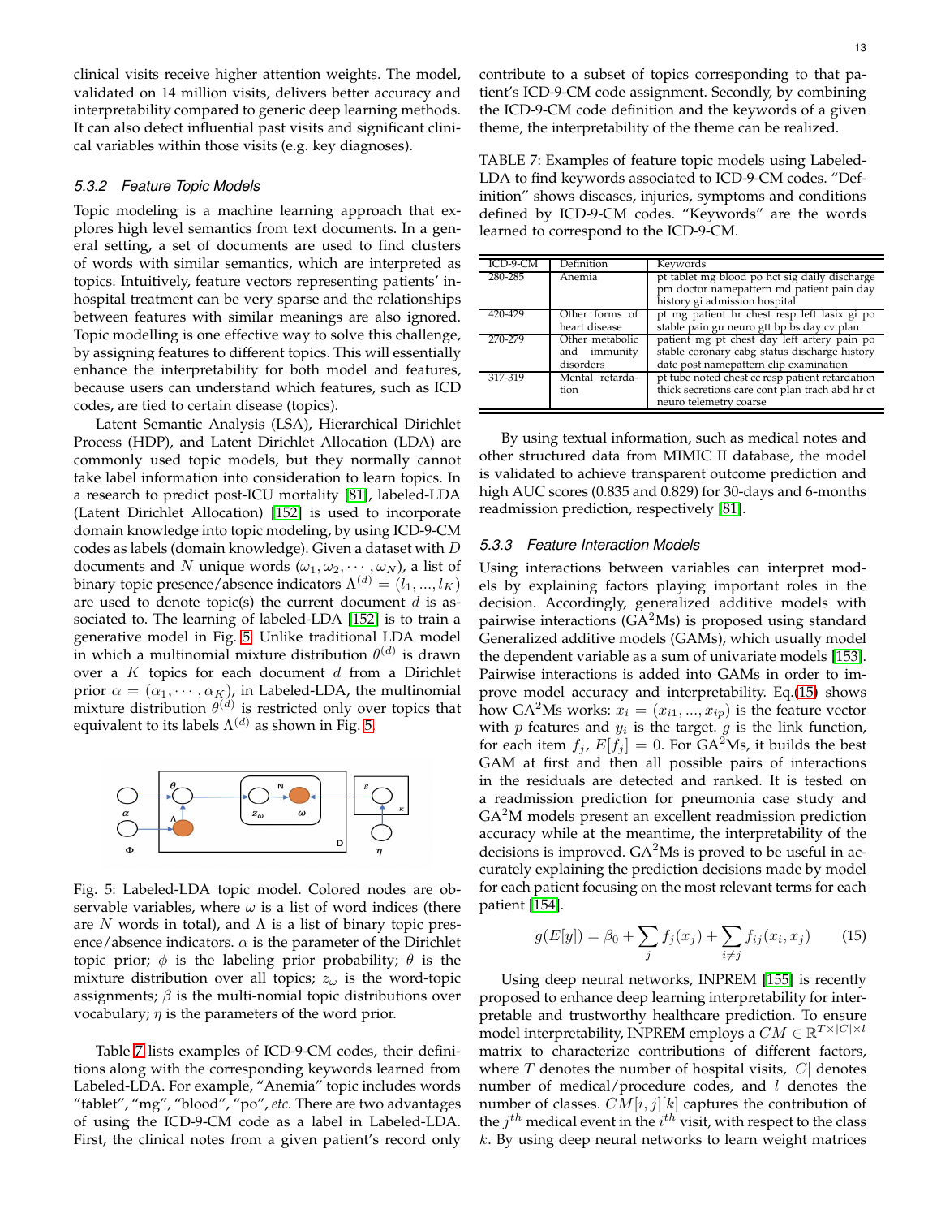clinical visits receive higher attention weights. The model, validated on 14 million visits, delivers better accuracy and interpretability compared to generic deep learning methods. It can also detect influential past visits and significant clinical variables within those visits (e.g. key diagnoses).

#### 5.3.2 Feature Topic Models

Topic modeling is a machine learning approach that explores high level semantics from text documents. In a general setting, a set of documents are used to find clusters of words with similar semantics, which are interpreted as topics. Intuitively, feature vectors representing patients' in-hospital treatment can be very sparse and the relationships between features with similar meanings are also ignored. Topic modelling is one effective way to solve this challenge, by assigning features to different topics. This will essentially enhance the interpretability for both model and features, because users can understand which features, such as ICD codes, are tied to certain disease (topics).

Latent Semantic Analysis (LSA), Hierarchical Dirichlet Process (HDP), and Latent Dirichlet Allocation (LDA) are commonly used topic models, but they normally cannot take label information into consideration to learn topics. In a research to predict post-ICU mortality [81], labeled-LDA (Latent Dirichlet Allocation) [152] is used to incorporate domain knowledge into topic modeling, by using ICD-9-CM codes as labels (domain knowledge). Given a dataset with $D$ documents and $N$ unique words $(\omega_1, \omega_2, \cdots, \omega_N)$, a list of binary topic presence/absence indicators $\Lambda^{(d)} = (l_1, ..., l_K)$ are used to denote topic(s) the current document $d$ is associated to. The learning of labeled-LDA [152] is to train a generative model in Fig. 5. Unlike traditional LDA model in which a multinomial mixture distribution $\theta^{(d)}$ is drawn over a $K$ topics for each document $d$ from a Dirichlet prior $\alpha = (\alpha_1, \cdots, \alpha_K)$, in Labeled-LDA, the multinomial mixture distribution $\theta^{(d)}$ is restricted only over topics that equivalent to its labels $\Lambda^{(d)}$ as shown in Fig. 5.

Fig. 5: Labeled-LDA topic model. Colored nodes are observable variables, where $\omega$ is a list of word indices (there are $N$ words in total), and $\Lambda$ is a list of binary topic presence/absence indicators. $\alpha$ is the parameter of the Dirichlet topic prior; $\phi$ is the labeling prior probability; $\theta$ is the mixture distribution over all topics; $z_\omega$ is the word-topic assignments; $\beta$ is the multi-nomial topic distributions over vocabulary; $\eta$ is the parameters of the word prior.

Table 7 lists examples of ICD-9-CM codes, their definitions along with the corresponding keywords learned from Labeled-LDA. For example, "Anemia" topic includes words "tablet", "mg", "blood", "po", *etc.* There are two advantages of using the ICD-9-CM code as a label in Labeled-LDA. First, the clinical notes from a given patient's record only contribute to a subset of topics corresponding to that patient's ICD-9-CM code assignment. Secondly, by combining the ICD-9-CM code definition and the keywords of a given theme, the interpretability of the theme can be realized.

TABLE 7: Examples of feature topic models using Labeled-LDA to find keywords associated to ICD-9-CM codes. "Definition" shows diseases, injuries, symptoms and conditions defined by ICD-9-CM codes. "Keywords" are the words learned to correspond to the ICD-9-CM.

| ICD-9-CM | Definition | Keywords |
|---|---|---|
| 280-285 | Anemia | pt tablet mg blood po hct sig daily discharge pm doctor namepattern md patient pain day history gi admission hospital |
| 420-429 | Other forms of heart disease | pt mg patient hr chest resp left lasix gi po stable pain gu neuro gtt bp bs day cv plan |
| 270-279 | Other metabolic and immunity disorders | patient mg pt chest day left artery pain po stable coronary cabg status discharge history date post namepattern clip examination |
| 317-319 | Mental retardation | pt tube noted chest cc resp patient retardation thick secretions care cont plan trach abd hr ct neuro telemetry coarse |

By using textual information, such as medical notes and other structured data from MIMIC II database, the model is validated to achieve transparent outcome prediction and high AUC scores (0.835 and 0.829) for 30-days and 6-months readmission prediction, respectively [81].

#### 5.3.3 Feature Interaction Models

Using interactions between variables can interpret models by explaining factors playing important roles in the decision. Accordingly, generalized additive models with pairwise interactions (GA$^2$Ms) is proposed using standard Generalized additive models (GAMs), which usually model the dependent variable as a sum of univariate models [153]. Pairwise interactions is added into GAMs in order to improve model accuracy and interpretability. Eq.(15) shows how GA$^2$Ms works: $x_i = (x_{i1}, ..., x_{ip})$ is the feature vector with $p$ features and $y_i$ is the target. $g$ is the link function, for each item $f_j$, $E[f_j] = 0$. For GA$^2$Ms, it builds the best GAM at first and then all possible pairs of interactions in the residuals are detected and ranked. It is tested on a readmission prediction for pneumonia case study and GA$^2$M models present an excellent readmission prediction accuracy while at the meantime, the interpretability of the decisions is improved. GA$^2$Ms is proved to be useful in accurately explaining the prediction decisions made by model for each patient focusing on the most relevant terms for each patient [154].

$$g(E[y]) = \beta_0 + \sum_j f_j(x_j) + \sum_{i \neq j} f_{ij}(x_i, x_j) \tag{15}$$

Using deep neural networks, INPREM [155] is recently proposed to enhance deep learning interpretability for interpretable and trustworthy healthcare prediction. To ensure model interpretability, INPREM employs a $CM \in \mathbb{R}^{T \times |C| \times l}$ matrix to characterize contributions of different factors, where $T$ denotes the number of hospital visits, $|C|$ denotes number of medical/procedure codes, and $l$ denotes the number of classes. $CM[i, j][k]$ captures the contribution of the $j^{th}$ medical event in the $i^{th}$ visit, with respect to the class $k$. By using deep neural networks to learn weight matrices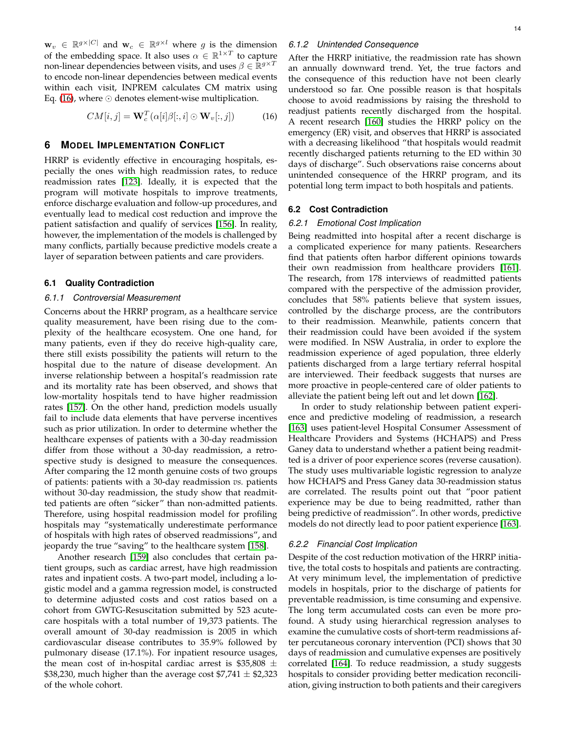$\mathbf{w}_v \in \mathbb{R}^{g \times |C|}$ and $\mathbf{w}_c \in \mathbb{R}^{g \times l}$ where $g$ is the dimension of the embedding space. It also uses $\alpha \in \mathbb{R}^{1 \times T}$ to capture non-linear dependencies between visits, and uses $\beta \in \mathbb{R}^{g \times T}$ to encode non-linear dependencies between medical events within each visit, INPREM calculates CM matrix using Eq. (16), where $\odot$ denotes element-wise multiplication.

$$CM[i,j] = \mathbf{W}_c^T(\alpha[i]\beta[:,i] \odot \mathbf{W}_v[:,j]) \tag{16}$$

## 6 Model Implementation Conflict

HRRP is evidently effective in encouraging hospitals, especially the ones with high readmission rates, to reduce readmission rates [123]. Ideally, it is expected that the program will motivate hospitals to improve treatments, enforce discharge evaluation and follow-up procedures, and eventually lead to medical cost reduction and improve the patient satisfaction and qualify of services [156]. In reality, however, the implementation of the models is challenged by many conflicts, partially because predictive models create a layer of separation between patients and care providers.

### 6.1 Quality Contradiction

#### 6.1.1 Controversial Measurement

Concerns about the HRRP program, as a healthcare service quality measurement, have been rising due to the complexity of the healthcare ecosystem. One one hand, for many patients, even if they do receive high-quality care, there still exists possibility the patients will return to the hospital due to the nature of disease development. An inverse relationship between a hospital's readmission rate and its mortality rate has been observed, and shows that low-mortality hospitals tend to have higher readmission rates [157]. On the other hand, prediction models usually fail to include data elements that have perverse incentives such as prior utilization. In order to determine whether the healthcare expenses of patients with a 30-day readmission differ from those without a 30-day readmission, a retrospective study is designed to measure the consequences. After comparing the 12 month genuine costs of two groups of patients: patients with a 30-day readmission *vs.* patients without 30-day readmission, the study show that readmitted patients are often "sicker" than non-admitted patients. Therefore, using hospital readmission model for profiling hospitals may "systematically underestimate performance of hospitals with high rates of observed readmissions", and jeopardy the true "saving" to the healthcare system [158].

Another research [159] also concludes that certain patient groups, such as cardiac arrest, have high readmission rates and inpatient costs. A two-part model, including a logistic model and a gamma regression model, is constructed to determine adjusted costs and cost ratios based on a cohort from GWTG-Resuscitation submitted by 523 acute-care hospitals with a total number of 19,373 patients. The overall amount of 30-day readmission is 2005 in which cardiovascular disease contributes to 35.9% followed by pulmonary disease (17.1%). For inpatient resource usages, the mean cost of in-hospital cardiac arrest is \$35,808 ± \$38,230, much higher than the average cost \$7,741 ± \$2,323 of the whole cohort.

#### 6.1.2 Unintended Consequence

After the HRRP initiative, the readmission rate has shown an annually downward trend. Yet, the true factors and the consequence of this reduction have not been clearly understood so far. One possible reason is that hospitals choose to avoid readmissions by raising the threshold to readjust patients recently discharged from the hospital. A recent research [160] studies the HRRP policy on the emergency (ER) visit, and observes that HRRP is associated with a decreasing likelihood "that hospitals would readmit recently discharged patients returning to the ED within 30 days of discharge". Such observations raise concerns about unintended consequence of the HRRP program, and its potential long term impact to both hospitals and patients.

### 6.2 Cost Contradiction

#### 6.2.1 Emotional Cost Implication

Being readmitted into hospital after a recent discharge is a complicated experience for many patients. Researchers find that patients often harbor different opinions towards their own readmission from healthcare providers [161]. The research, from 178 interviews of readmitted patients compared with the perspective of the admission provider, concludes that 58% patients believe that system issues, controlled by the discharge process, are the contributors to their readmission. Meanwhile, patients concern that their readmission could have been avoided if the system were modified. In NSW Australia, in order to explore the readmission experience of aged population, three elderly patients discharged from a large tertiary referral hospital are interviewed. Their feedback suggests that nurses are more proactive in people-centered care of older patients to alleviate the patient being left out and let down [162].

In order to study relationship between patient experience and predictive modeling of readmission, a research [163] uses patient-level Hospital Consumer Assessment of Healthcare Providers and Systems (HCHAPS) and Press Ganey data to understand whether a patient being readmitted is a driver of poor experience scores (reverse causation). The study uses multivariable logistic regression to analyze how HCHAPS and Press Ganey data 30-readmission status are correlated. The results point out that "poor patient experience may be due to being readmitted, rather than being predictive of readmission". In other words, predictive models do not directly lead to poor patient experience [163].

#### 6.2.2 Financial Cost Implication

Despite of the cost reduction motivation of the HRRP initiative, the total costs to hospitals and patients are contracting. At very minimum level, the implementation of predictive models in hospitals, prior to the discharge of patients for preventable readmission, is time consuming and expensive. The long term accumulated costs can even be more profound. A study using hierarchical regression analyses to examine the cumulative costs of short-term readmissions after percutaneous coronary intervention (PCI) shows that 30 days of readmission and cumulative expenses are positively correlated [164]. To reduce readmission, a study suggests hospitals to consider providing better medication reconciliation, giving instruction to both patients and their caregivers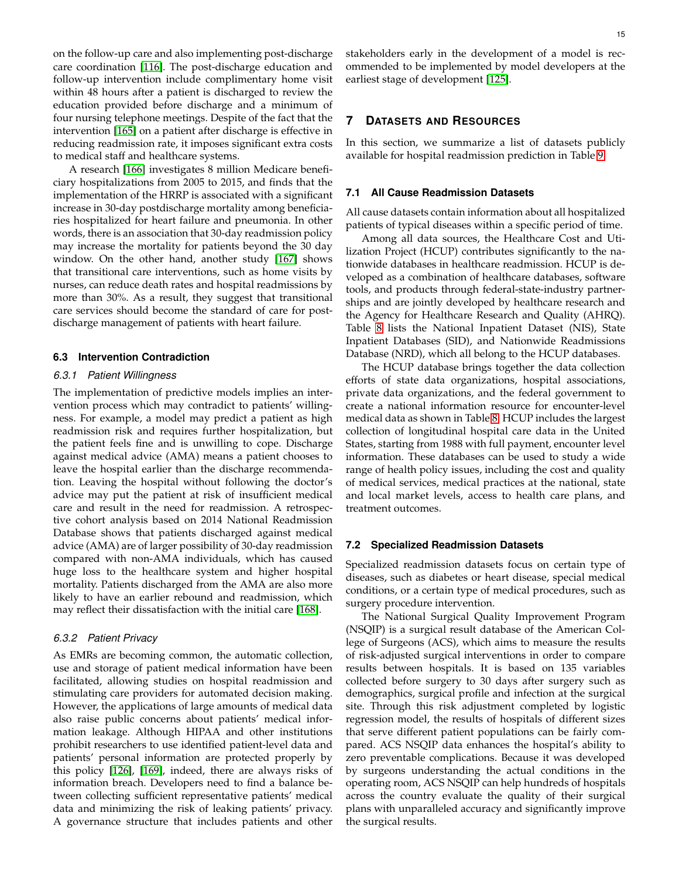on the follow-up care and also implementing post-discharge care coordination [116]. The post-discharge education and follow-up intervention include complimentary home visit within 48 hours after a patient is discharged to review the education provided before discharge and a minimum of four nursing telephone meetings. Despite of the fact that the intervention [165] on a patient after discharge is effective in reducing readmission rate, it imposes significant extra costs to medical staff and healthcare systems.

A research [166] investigates 8 million Medicare beneficiary hospitalizations from 2005 to 2015, and finds that the implementation of the HRRP is associated with a significant increase in 30-day postdischarge mortality among beneficiaries hospitalized for heart failure and pneumonia. In other words, there is an association that 30-day readmission policy may increase the mortality for patients beyond the 30 day window. On the other hand, another study [167] shows that transitional care interventions, such as home visits by nurses, can reduce death rates and hospital readmissions by more than 30%. As a result, they suggest that transitional care services should become the standard of care for post-discharge management of patients with heart failure.

### 6.3 Intervention Contradiction

#### 6.3.1 Patient Willingness

The implementation of predictive models implies an intervention process which may contradict to patients' willingness. For example, a model may predict a patient as high readmission risk and requires further hospitalization, but the patient feels fine and is unwilling to cope. Discharge against medical advice (AMA) means a patient chooses to leave the hospital earlier than the discharge recommendation. Leaving the hospital without following the doctor's advice may put the patient at risk of insufficient medical care and result in the need for readmission. A retrospective cohort analysis based on 2014 National Readmission Database shows that patients discharged against medical advice (AMA) are of larger possibility of 30-day readmission compared with non-AMA individuals, which has caused huge loss to the healthcare system and higher hospital mortality. Patients discharged from the AMA are also more likely to have an earlier rebound and readmission, which may reflect their dissatisfaction with the initial care [168].

#### 6.3.2 Patient Privacy

As EMRs are becoming common, the automatic collection, use and storage of patient medical information have been facilitated, allowing studies on hospital readmission and stimulating care providers for automated decision making. However, the applications of large amounts of medical data also raise public concerns about patients' medical information leakage. Although HIPAA and other institutions prohibit researchers to use identified patient-level data and patients' personal information are protected properly by this policy [126], [169], indeed, there are always risks of information breach. Developers need to find a balance between collecting sufficient representative patients' medical data and minimizing the risk of leaking patients' privacy. A governance structure that includes patients and other stakeholders early in the development of a model is recommended to be implemented by model developers at the earliest stage of development [125].

## 7 Datasets and Resources

In this section, we summarize a list of datasets publicly available for hospital readmission prediction in Table 9.

### 7.1 All Cause Readmission Datasets

All cause datasets contain information about all hospitalized patients of typical diseases within a specific period of time.

Among all data sources, the Healthcare Cost and Utilization Project (HCUP) contributes significantly to the nationwide databases in healthcare readmission. HCUP is developed as a combination of healthcare databases, software tools, and products through federal-state-industry partnerships and are jointly developed by healthcare research and the Agency for Healthcare Research and Quality (AHRQ). Table 8 lists the National Inpatient Dataset (NIS), State Inpatient Databases (SID), and Nationwide Readmissions Database (NRD), which all belong to the HCUP databases.

The HCUP database brings together the data collection efforts of state data organizations, hospital associations, private data organizations, and the federal government to create a national information resource for encounter-level medical data as shown in Table 8. HCUP includes the largest collection of longitudinal hospital care data in the United States, starting from 1988 with full payment, encounter level information. These databases can be used to study a wide range of health policy issues, including the cost and quality of medical services, medical practices at the national, state and local market levels, access to health care plans, and treatment outcomes.

### 7.2 Specialized Readmission Datasets

Specialized readmission datasets focus on certain type of diseases, such as diabetes or heart disease, special medical conditions, or a certain type of medical procedures, such as surgery procedure intervention.

The National Surgical Quality Improvement Program (NSQIP) is a surgical result database of the American College of Surgeons (ACS), which aims to measure the results of risk-adjusted surgical interventions in order to compare results between hospitals. It is based on 135 variables collected before surgery to 30 days after surgery such as demographics, surgical profile and infection at the surgical site. Through this risk adjustment completed by logistic regression model, the results of hospitals of different sizes that serve different patient populations can be fairly compared. ACS NSQIP data enhances the hospital's ability to zero preventable complications. Because it was developed by surgeons understanding the actual conditions in the operating room, ACS NSQIP can help hundreds of hospitals across the country evaluate the quality of their surgical plans with unparalleled accuracy and significantly improve the surgical results.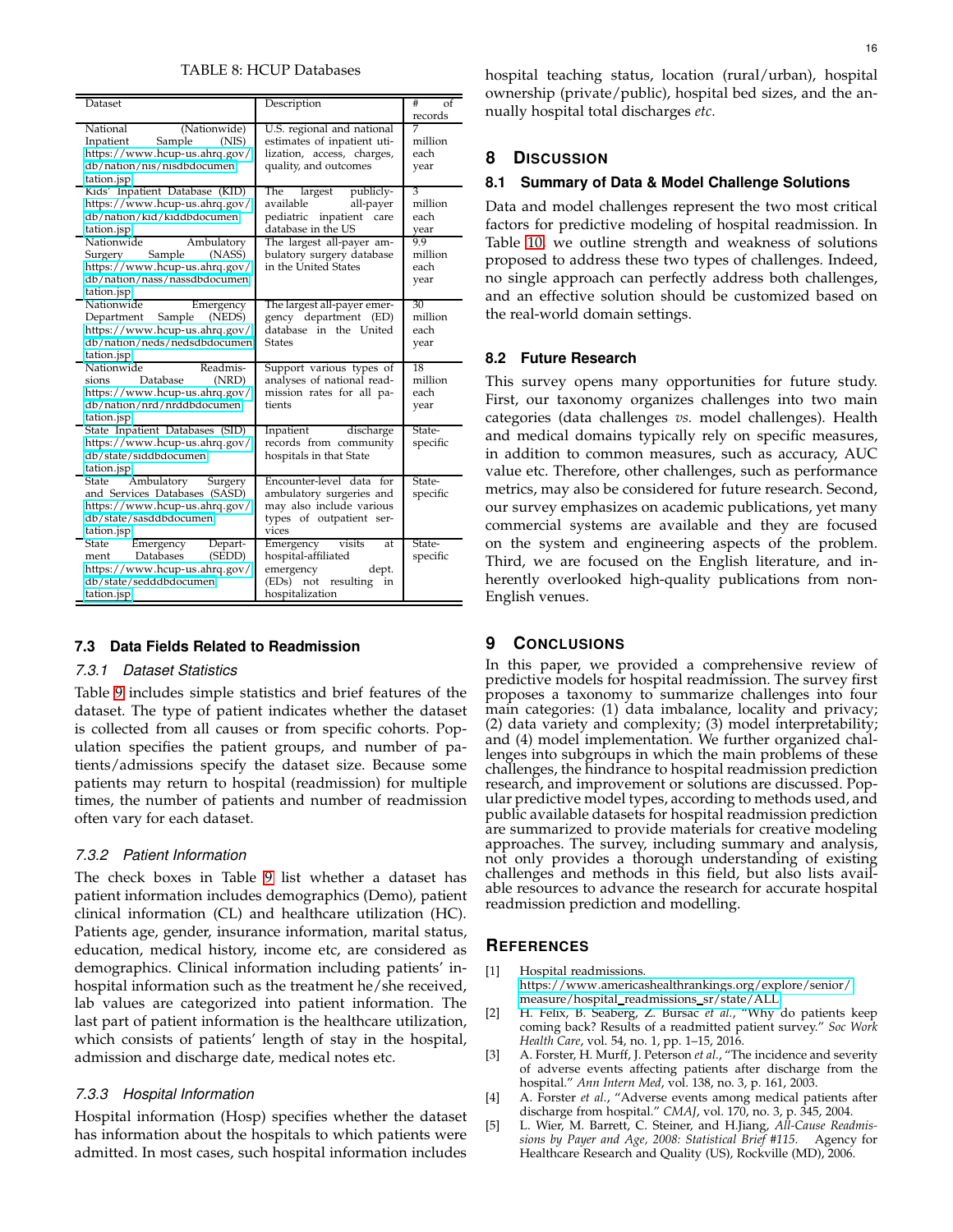TABLE 8: HCUP Databases

| Dataset | Description | # of records |
|---|---|---|
| National (Nationwide) Inpatient Sample (NIS) https://www.hcup-us.ahrq.gov/db/nation/nis/nisdbdocumentation.jsp | U.S. regional and national estimates of inpatient utilization, access, charges, quality, and outcomes | 7 million each year |
| Kids' Inpatient Database (KID) https://www.hcup-us.ahrq.gov/db/nation/kid/kiddbdocumentation.jsp | The largest publicly-available all-payer pediatric inpatient care database in the US | 3 million each year |
| Nationwide Ambulatory Surgery Sample (NASS) https://www.hcup-us.ahrq.gov/db/nation/nass/nassdbdocumentation.jsp | The largest all-payer ambulatory surgery database in the United States | 9.9 million each year |
| Nationwide Emergency Department Sample (NEDS) https://www.hcup-us.ahrq.gov/db/nation/neds/nedsdbdocumentation.jsp | The largest all-payer emergency department (ED) database in the United States | 30 million each year |
| Nationwide Readmissions Database (NRD) https://www.hcup-us.ahrq.gov/db/nation/nrd/nrddbdocumentation.jsp | Support various types of analyses of national readmission rates for all patients | 18 million each year |
| State Inpatient Databases (SID) https://www.hcup-us.ahrq.gov/db/state/siddbdocumentation.jsp | Inpatient discharge records from community hospitals in that State | State-specific |
| State Ambulatory Surgery and Services Databases (SASD) https://www.hcup-us.ahrq.gov/db/state/sasddbdocumentation.jsp | Encounter-level data for ambulatory surgeries and may also include various types of outpatient services | State-specific |
| State Emergency Department Databases (SEDD) https://www.hcup-us.ahrq.gov/db/state/sedddbdocumentation.jsp | Emergency visits at hospital-affiliated emergency dept. (EDs) not resulting in hospitalization | State-specific |

### 7.3 Data Fields Related to Readmission

#### 7.3.1 Dataset Statistics

Table 9 includes simple statistics and brief features of the dataset. The type of patient indicates whether the dataset is collected from all causes or from specific cohorts. Population specifies the patient groups, and number of patients/admissions specify the dataset size. Because some patients may return to hospital (readmission) for multiple times, the number of patients and number of readmission often vary for each dataset.

#### 7.3.2 Patient Information

The check boxes in Table 9 list whether a dataset has patient information includes demographics (Demo), patient clinical information (CL) and healthcare utilization (HC). Patients age, gender, insurance information, marital status, education, medical history, income etc, are considered as demographics. Clinical information including patients' in-hospital information such as the treatment he/she received, lab values are categorized into patient information. The last part of patient information is the healthcare utilization, which consists of patients' length of stay in the hospital, admission and discharge date, medical notes etc.

#### 7.3.3 Hospital Information

Hospital information (Hosp) specifies whether the dataset has information about the hospitals to which patients were admitted. In most cases, such hospital information includes hospital teaching status, location (rural/urban), hospital ownership (private/public), hospital bed sizes, and the annually hospital total discharges *etc*.

## 8 Discussion

### 8.1 Summary of Data & Model Challenge Solutions

Data and model challenges represent the two most critical factors for predictive modeling of hospital readmission. In Table 10, we outline strength and weakness of solutions proposed to address these two types of challenges. Indeed, no single approach can perfectly address both challenges, and an effective solution should be customized based on the real-world domain settings.

### 8.2 Future Research

This survey opens many opportunities for future study. First, our taxonomy organizes challenges into two main categories (data challenges *vs.* model challenges). Health and medical domains typically rely on specific measures, in addition to common measures, such as accuracy, AUC value etc. Therefore, other challenges, such as performance metrics, may also be considered for future research. Second, our survey emphasizes on academic publications, yet many commercial systems are available and they are focused on the system and engineering aspects of the problem. Third, we are focused on the English literature, and inherently overlooked high-quality publications from non-English venues.

## 9 Conclusions

In this paper, we provided a comprehensive review of predictive models for hospital readmission. The survey first proposes a taxonomy to summarize challenges into four main categories: (1) data imbalance, locality and privacy; (2) data variety and complexity; (3) model interpretability; and (4) model implementation. We further organized challenges into subgroups in which the main problems of these challenges, the hindrance to hospital readmission prediction research, and improvement or solutions are discussed. Popular predictive model types, according to methods used, and public available datasets for hospital readmission prediction are summarized to provide materials for creative modeling approaches. The survey, including summary and analysis, not only provides a thorough understanding of existing challenges and methods in this field, but also lists available resources to advance the research for accurate hospital readmission prediction and modelling.

## References

[1] Hospital readmissions. https://www.americashealthrankings.org/explore/senior/measure/hospital_readmissions_sr/state/ALL

[2] H. Felix, B. Seaberg, Z. Bursac *et al.*, "Why do patients keep coming back? Results of a readmitted patient survey." *Soc Work Health Care*, vol. 54, no. 1, pp. 1–15, 2016.

[3] A. Forster, H. Murff, J. Peterson *et al.*, "The incidence and severity of adverse events affecting patients after discharge from the hospital." *Ann Intern Med*, vol. 138, no. 3, p. 161, 2003.

[4] A. Forster *et al.*, "Adverse events among medical patients after discharge from hospital." *CMAJ*, vol. 170, no. 3, p. 345, 2004.

[5] L. Wier, M. Barrett, C. Steiner, and H.Jiang, *All-Cause Readmissions by Payer and Age, 2008: Statistical Brief #115.* Agency for Healthcare Research and Quality (US), Rockville (MD), 2006.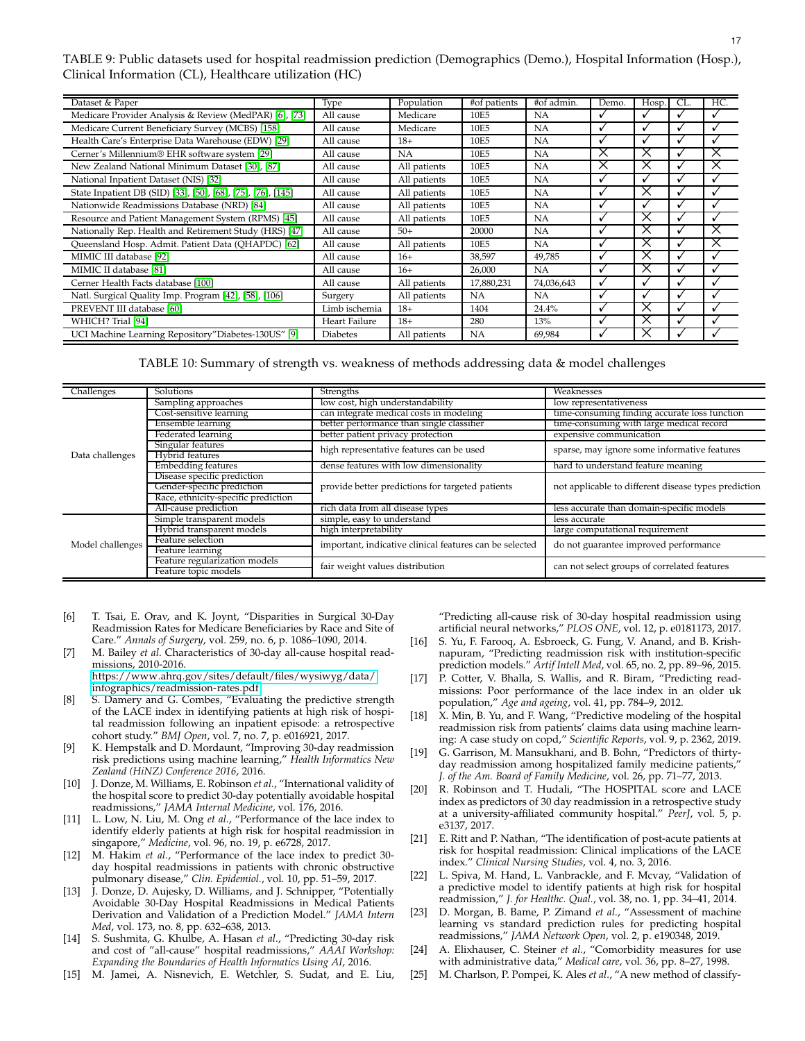TABLE 9: Public datasets used for hospital readmission prediction (Demographics (Demo.), Hospital Information (Hosp.), Clinical Information (CL), Healthcare utilization (HC)

| Dataset & Paper | Type | Population | #of patients | #of admin. | Demo. | Hosp. | CL. | HC. |
|---|---|---|---|---|---|---|---|---|
| Medicare Provider Analysis & Review (MedPAR) [6], [73] | All cause | Medicare | 10E5 | NA | ✓ | ✓ | ✓ | ✓ |
| Medicare Current Beneficiary Survey (MCBS) [158] | All cause | Medicare | 10E5 | NA | ✓ | ✓ | ✓ | ✓ |
| Health Care's Enterprise Data Warehouse (EDW) [29] | All cause | 18+ | 10E5 | NA | ✓ | ✓ | ✓ | ✓ |
| Cerner's Millennium® EHR software system [29] | All cause | NA | 10E5 | NA | × | × | ✓ | × |
| New Zealand National Minimum Dataset [30], [87] | All cause | All patients | 10E5 | NA | × | × | ✓ | × |
| National Inpatient Dataset (NIS) [32] | All cause | All patients | 10E5 | NA | ✓ | ✓ | ✓ | ✓ |
| State Inpatient DB (SID) [33], [50], [68], [75], [76], [145] | All cause | All patients | 10E5 | NA | ✓ | × | ✓ | ✓ |
| Nationwide Readmissions Database (NRD) [84] | All cause | All patients | 10E5 | NA | ✓ | ✓ | ✓ | ✓ |
| Resource and Patient Management System (RPMS) [45] | All cause | All patients | 10E5 | NA | ✓ | × | ✓ | ✓ |
| Nationally Rep. Health and Retirement Study (HRS) [47] | All cause | 50+ | 20000 | NA | ✓ | × | ✓ | × |
| Queensland Hosp. Admit. Patient Data (QHAPDC) [62] | All cause | All patients | 10E5 | NA | ✓ | × | ✓ | × |
| MIMIC III database [92] | All cause | 16+ | 38,597 | 49,785 | ✓ | × | ✓ | ✓ |
| MIMIC II database [81] | All cause | 16+ | 26,000 | NA | ✓ | × | ✓ | ✓ |
| Cerner Health Facts database [100] | All cause | All patients | 17,880,231 | 74,036,643 | ✓ | ✓ | ✓ | ✓ |
| Natl. Surgical Quality Imp. Program [42], [58], [106] | Surgery | All patients | NA | NA | ✓ | ✓ | ✓ | ✓ |
| PREVENT III database [60] | Limb ischemia | 18+ | 1404 | 24.4% | ✓ | × | ✓ | ✓ |
| WHICH? Trial [94] | Heart Failure | 18+ | 280 | 13% | ✓ | × | ✓ | ✓ |
| UCI Machine Learning Repository"Diabetes-130US" [9] | Diabetes | All patients | NA | 69,984 | ✓ | × | ✓ | ✓ |

TABLE 10: Summary of strength vs. weakness of methods addressing data & model challenges

| Challenges | Solutions | Strengths | Weaknesses |
|---|---|---|---|
| Data challenges | Sampling approaches | low cost, high understandability | low representativeness |
| | Cost-sensitive learning | can integrate medical costs in modeling | time-consuming finding accurate loss function |
| | Ensemble learning | better performance than single classifier | time-consuming with large medical record |
| | Federated learning | better patient privacy protection | expensive communication |
| | Singular features<br>Hybrid features | high representative features can be used | sparse, may ignore some informative features |
| | Embedding features | dense features with low dimensionality | hard to understand feature meaning |
| | Disease specific prediction<br>Gender-specific prediction<br>Race, ethnicity-specific prediction | provide better predictions for targeted patients | not applicable to different disease types prediction |
| | All-cause prediction | rich data from all disease types | less accurate than domain-specific models |
| Model challenges | Simple transparent models | simple, easy to understand | less accurate |
| | Hybrid transparent models | high interpretability | large computational requirement |
| | Feature selection<br>Feature learning | important, indicative clinical features can be selected | do not guarantee improved performance |
| | Feature regularization models<br>Feature topic models | fair weight values distribution | can not select groups of correlated features |

[6] T. Tsai, E. Orav, and K. Joynt, "Disparities in Surgical 30-Day Readmission Rates for Medicare Beneficiaries by Race and Site of Care." *Annals of Surgery*, vol. 259, no. 6, p. 1086–1090, 2014.

[7] M. Bailey *et al.* Characteristics of 30-day all-cause hospital readmissions, 2010-2016. https://www.ahrq.gov/sites/default/files/wysiwyg/data/infographics/readmission-rates.pdf

[8] S. Damery and G. Combes, "Evaluating the predictive strength of the LACE index in identifying patients at high risk of hospital readmission following an inpatient episode: a retrospective cohort study." *BMJ Open*, vol. 7, no. 7, p. e016921, 2017.

[9] K. Hempstalk and D. Mordaunt, "Improving 30-day readmission risk predictions using machine learning," *Health Informatics New Zealand (HiNZ) Conference 2016*, 2016.

[10] J. Donze, M. Williams, E. Robinson *et al.*, "International validity of the hospital score to predict 30-day potentially avoidable hospital readmissions," *JAMA Internal Medicine*, vol. 176, 2016.

[11] L. Low, N. Liu, M. Ong *et al.*, "Performance of the lace index to identify elderly patients at high risk for hospital readmission in singapore," *Medicine*, vol. 96, no. 19, p. e6728, 2017.

[12] M. Hakim *et al.*, "Performance of the lace index to predict 30-day hospital readmissions in patients with chronic obstructive pulmonary disease," *Clin. Epidemiol.*, vol. 10, pp. 51–59, 2017.

[13] J. Donze, D. Aujesky, D. Williams, and J. Schnipper, "Potentially Avoidable 30-Day Hospital Readmissions in Medical Patients Derivation and Validation of a Prediction Model." *JAMA Intern Med*, vol. 173, no. 8, pp. 632–638, 2013.

[14] S. Sushmita, G. Khulbe, A. Hasan *et al.*, "Predicting 30-day risk and cost of "all-cause" hospital readmissions," *AAAI Workshop: Expanding the Boundaries of Health Informatics Using AI*, 2016.

[15] M. Jamei, A. Nisnevich, E. Wetchler, S. Sudat, and E. Liu, "Predicting all-cause risk of 30-day hospital readmission using artificial neural networks," *PLOS ONE*, vol. 12, p. e0181173, 2017.

[16] S. Yu, F. Farooq, A. Esbroeck, G. Fung, V. Anand, and B. Krishnapuram, "Predicting readmission risk with institution-specific prediction models." *Artif Intell Med*, vol. 65, no. 2, pp. 89–96, 2015.

[17] P. Cotter, V. Bhalla, S. Wallis, and R. Biram, "Predicting readmissions: Poor performance of the lace index in an older uk population," *Age and ageing*, vol. 41, pp. 784–9, 2012.

[18] X. Min, B. Yu, and F. Wang, "Predictive modeling of the hospital readmission risk from patients' claims data using machine learning: A case study on copd," *Scientific Reports*, vol. 9, p. 2362, 2019.

[19] G. Garrison, M. Mansukhani, and B. Bohn, "Predictors of thirty-day readmission among hospitalized family medicine patients," *J. of the Am. Board of Family Medicine*, vol. 26, pp. 71–77, 2013.

[20] R. Robinson and T. Hudali, "The HOSPITAL score and LACE index as predictors of 30 day readmission in a retrospective study at a university-affiliated community hospital." *PeerJ*, vol. 5, p. e3137, 2017.

[21] E. Ritt and P. Nathan, "The identification of post-acute patients at risk for hospital readmission: Clinical implications of the LACE index." *Clinical Nursing Studies*, vol. 4, no. 3, 2016.

[22] L. Spiva, M. Hand, L. Vanbrackle, and F. Mcvay, "Validation of a predictive model to identify patients at high risk for hospital readmission," *J. for Healthc. Qual.*, vol. 38, no. 1, pp. 34–41, 2014.

[23] D. Morgan, B. Bame, P. Zimand *et al.*, "Assessment of machine learning vs standard prediction rules for predicting hospital readmissions," *JAMA Network Open*, vol. 2, p. e190348, 2019.

[24] A. Elixhauser, C. Steiner *et al.*, "Comorbidity measures for use with administrative data," *Medical care*, vol. 36, pp. 8–27, 1998.

[25] M. Charlson, P. Pompei, K. Ales *et al.*, "A new method of classify-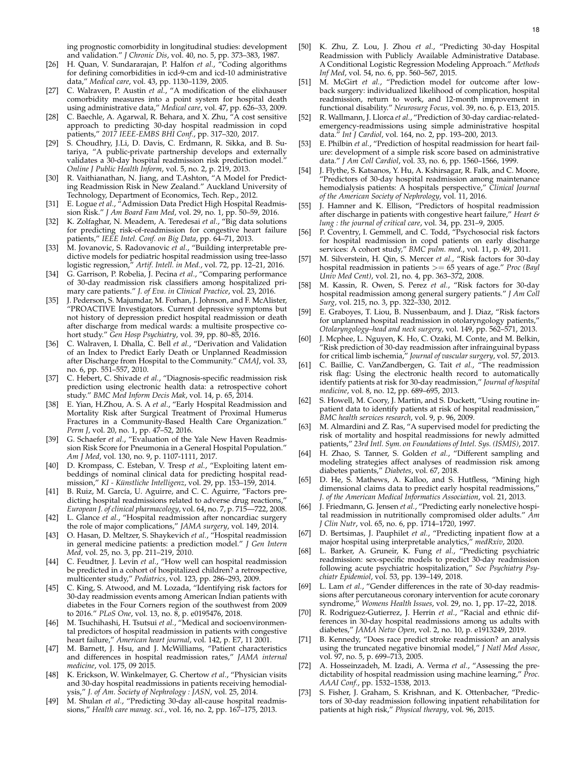ing prognostic comorbidity in longitudinal studies: development and validation." *J Chronic Dis*, vol. 40, no. 5, pp. 373–383, 1987.

[26] H. Quan, V. Sundararajan, P. Halfon *et al.*, "Coding algorithms for defining comorbidities in icd-9-cm and icd-10 administrative data," *Medical care*, vol. 43, pp. 1130–1139, 2005.

[27] C. Walraven, P. Austin *et al.*, "A modification of the elixhauser comorbidity measures into a point system for hospital death using administrative data," *Medical care*, vol. 47, pp. 626–33, 2009.

[28] C. Baechle, A. Agarwal, R. Behara, and X. Zhu, "A cost sensitive approach to predicting 30-day hospital readmission in copd patients," *2017 IEEE-EMBS BHI Conf.*, pp. 317–320, 2017.

[29] S. Choudhry, J.Li, D. Davis, C. Erdmann, R. Sikka, and B. Sutariya, "A public-private partnership develops and externally validates a 30-day hospital readmission risk prediction model." *Online J Public Health Inform*, vol. 5, no. 2, p. 219, 2013.

[30] R. Vaithianathan, N. Jiang, and T.Ashton, "A Model for Predicting Readmission Risk in New Zealand." Auckland University of Technology, Department of Economics, Tech. Rep., 2012.

[31] E. Logue *et al.*, "Admission Data Predict High Hospital Readmission Risk." *J Am Board Fam Med*, vol. 29, no. 1, pp. 50–59, 2016.

[32] K. Zolfaghar, N. Meadem, A. Teredesai *et al.*, "Big data solutions for predicting risk-of-readmission for congestive heart failure patients," *IEEE Intel. Conf. on Big Data*, pp. 64–71, 2013.

[33] M. Jovanovic, S. Radovanovic *et al.*, "Building interpretable predictive models for pediatric hospital readmission using tree-lasso logistic regression," *Artif. Intell. in Med.*, vol. 72, pp. 12–21, 2016.

[34] G. Garrison, P. Robelia, J. Pecina *et al.*, "Comparing performance of 30-day readmission risk classifiers among hospitalized primary care patients." *J. of Eva. in Clinical Practice*, vol. 23, 2016.

[35] J. Pederson, S. Majumdar, M. Forhan, J. Johnson, and F. McAlister, "PROACTIVE Investigators. Current depressive symptoms but not history of depression predict hospital readmission or death after discharge from medical wards: a multisite prospective cohort study." *Gen Hosp Psychiatry*, vol. 39, pp. 80–85, 2016.

[36] C. Walraven, I. Dhalla, C. Bell *et al.*, "Derivation and Validation of an Index to Predict Early Death or Unplanned Readmission after Discharge from Hospital to the Community." *CMAJ*, vol. 33, no. 6, pp. 551–557, 2010.

[37] C. Hebert, C. Shivade *et al.*, "Diagnosis-specific readmission risk prediction using electronic health data: a retrospective cohort study." *BMC Med Inform Decis Mak*, vol. 14, p. 65, 2014.

[38] E. Yian, H.Zhou, A. S. A *et al.*, "Early Hospital Readmission and Mortality Risk after Surgical Treatment of Proximal Humerus Fractures in a Community-Based Health Care Organization." *Perm J*, vol. 20, no. 1, pp. 47–52, 2016.

[39] G. Schaefer *et al.*, "Evaluation of the Yale New Haven Readmission Risk Score for Pneumonia in a General Hospital Population." *Am J Med*, vol. 130, no. 9, p. 1107-1111, 2017.

[40] D. Krompass, C. Esteban, V. Tresp *et al.*, "Exploiting latent embeddings of nominal clinical data for predicting hospital readmission," *KI - Künstliche Intelligenz*, vol. 29, pp. 153–159, 2014.

[41] B. Ruiz, M. García, U. Aguirre, and C. C. Aguirre, "Factors predicting hospital readmissions related to adverse drug reactions," *European J. of clinical pharmacology*, vol. 64, no. 7, p. 715—722, 2008.

[42] L. Glance *et al.*, "Hospital readmission after noncardiac surgery the role of major complications," *JAMA surgery*, vol. 149, 2014.

[43] O. Hasan, D. Meltzer, S. Shaykevich *et al.*, "Hospital readmission in general medicine patients: a prediction model." *J Gen Intern Med*, vol. 25, no. 3, pp. 211–219, 2010.

[44] C. Feudtner, J. Levin *et al.*, "How well can hospital readmission be predicted in a cohort of hospitalized children? a retrospective, multicenter study," *Pediatrics*, vol. 123, pp. 286–293, 2009.

[45] C. King, S. Atwood, and M. Lozada, "Identifying risk factors for 30-day readmission events among American Indian patients with diabetes in the Four Corners region of the southwest from 2009 to 2016." *PLoS One*, vol. 13, no. 8, p. e0195476, 2018.

[46] M. Tsuchihashi, H. Tsutsui *et al.*, "Medical and socioenvironmental predictors of hospital readmission in patients with congestive heart failure," *American heart journal*, vol. 142, p. E7, 11 2001.

[47] M. Barnett, J. Hsu, and J. McWilliams, "Patient characteristics and differences in hospital readmission rates," *JAMA internal medicine*, vol. 175, 09 2015.

[48] K. Erickson, W. Winkelmayer, G. Chertow *et al.*, "Physician visits and 30-day hospital readmissions in patients receiving hemodialysis," *J. of Am. Society of Nephrology : JASN*, vol. 25, 2014.

[49] M. Shulan *et al.*, "Predicting 30-day all-cause hospital readmissions," *Health care manag. sci.*, vol. 16, no. 2, pp. 167–175, 2013.

[50] K. Zhu, Z. Lou, J. Zhou *et al.*, "Predicting 30-day Hospital Readmission with Publicly Available Administrative Database. A Conditional Logistic Regression Modeling Approach." *Methods Inf Med*, vol. 54, no. 6, pp. 560–567, 2015.

[51] M. McGirt *et al.*, "Prediction model for outcome after low-back surgery: individualized likelihood of complication, hospital readmission, return to work, and 12-month improvement in functional disability." *Neurosurg Focus*, vol. 39, no. 6, p. E13, 2015.

[52] R. Wallmann, J. Llorca *et al.*, "Prediction of 30-day cardiac-related-emergency-readmissions using simple administrative hospital data." *Int J Cardiol*, vol. 164, no. 2, pp. 193–200, 2013.

[53] E. Philbin *et al.*, "Prediction of hospital readmission for heart failure: development of a simple risk score based on administrative data." *J Am Coll Cardiol*, vol. 33, no. 6, pp. 1560–1566, 1999.

[54] J. Flythe, S. Katsanos, Y. Hu, A. Kshirsagar, R. Falk, and C. Moore, "Predictors of 30-day hospital readmission among maintenance hemodialysis patients: A hospitals perspective," *Clinical Journal of the American Society of Nephrology*, vol. 11, 2016.

[55] J. Hamner and K. Ellison, "Predictors of hospital readmission after discharge in patients with congestive heart failure," *Heart & lung : the journal of critical care*, vol. 34, pp. 231–9, 2005.

[56] P. Coventry, I. Gemmell, and C. Todd, "Psychosocial risk factors for hospital readmission in copd patients on early discharge services: A cohort study," *BMC pulm. med.*, vol. 11, p. 49, 2011.

[57] M. Silverstein, H. Qin, S. Mercer *et al.*, "Risk factors for 30-day hospital readmission in patients >= 65 years of age." *Proc (Bayl Univ Med Cent)*, vol. 21, no. 4, pp. 363–372, 2008.

[58] M. Kassin, R. Owen, S. Perez *et al.*, "Risk factors for 30-day hospital readmission among general surgery patients." *J Am Coll Surg*, vol. 215, no. 3, pp. 322–330, 2012.

[59] E. Graboyes, T. Liou, B. Nussenbaum, and J. Diaz, "Risk factors for unplanned hospital readmission in otolaryngology patients," *Otolaryngology–head and neck surgery*, vol. 149, pp. 562–571, 2013.

[60] J. Mcphee, L. Nguyen, K. Ho, C. Ozaki, M. Conte, and M. Belkin, "Risk prediction of 30-day readmission after infrainguinal bypass for critical limb ischemia," *Journal of vascular surgery*, vol. 57, 2013.

[61] C. Baillie, C. VanZandbergen, G. Tait *et al.*, "The readmission risk flag: Using the electronic health record to automatically identify patients at risk for 30-day readmission," *Journal of hospital medicine*, vol. 8, no. 12, pp. 689–695, 2013.

[62] S. Howell, M. Coory, J. Martin, and S. Duckett, "Using routine inpatient data to identify patients at risk of hospital readmission," *BMC health services research*, vol. 9, p. 96, 2009.

[63] M. Almardini and Z. Ras, "A supervised model for predicting the risk of mortality and hospital readmissions for newly admitted patients," *23rd Intl. Sym. on Foundations of Intel. Sys. (ISMIS)*, 2017.

[64] H. Zhao, S. Tanner, S. Golden *et al.*, "Different sampling and modeling strategies affect analyses of readmission risk among diabetes patients," *Diabetes*, vol. 67, 2018.

[65] D. He, S. Mathews, A. Kalloo, and S. Hutfless, "Mining high dimensional claims data to predict early hospital readmissions," *J. of the American Medical Informatics Association*, vol. 21, 2013.

[66] J. Friedmann, G. Jensen *et al.*, "Predicting early nonelective hospital readmission in nutritionally compromised older adults." *Am J Clin Nutr*, vol. 65, no. 6, pp. 1714–1720, 1997.

[67] D. Bertsimas, J. Pauphilet *et al.*, "Predicting inpatient flow at a major hospital using interpretable analytics," *medRxiv*, 2020.

[68] L. Barker, A. Gruneir, K. Fung *et al.*, "Predicting psychiatric readmission: sex-specific models to predict 30-day readmission following acute psychiatric hospitalization," *Soc Psychiatry Psychiatr Epidemiol*, vol. 53, pp. 139–149, 2018.

[69] L. Lam *et al.*, "Gender differences in the rate of 30-day readmissions after percutaneous coronary intervention for acute coronary syndrome," *Womens Health Issues*, vol. 29, no. 1, pp. 17–22, 2018.

[70] R. Rodriguez-Gutierrez, J. Herrin *et al.*, "Racial and ethnic differences in 30-day hospital readmissions among us adults with diabetes," *JAMA Netw Open*, vol. 2, no. 10, p. e1913249, 2019.

[71] B. Kennedy, "Does race predict stroke readmission? an analysis using the truncated negative binomial model," *J Natl Med Assoc*, vol. 97, no. 5, p. 699–713, 2005.

[72] A. Hosseinzadeh, M. Izadi, A. Verma *et al.*, "Assessing the predictability of hospital readmission using machine learning," *Proc. AAAI Conf.*, pp. 1532–1538, 2013.

[73] S. Fisher, J. Graham, S. Krishnan, and K. Ottenbacher, "Predictors of 30-day readmission following inpatient rehabilitation for patients at high risk," *Physical therapy*, vol. 96, 2015.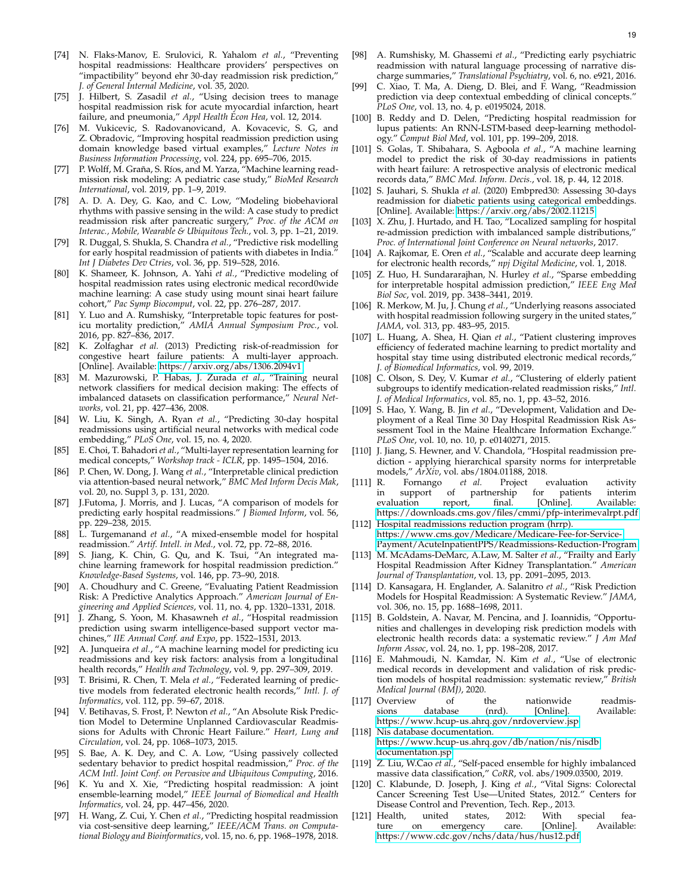[74] N. Flaks-Manov, E. Srulovici, R. Yalahom *et al.*, "Preventing hospital readmissions: Healthcare providers' perspectives on "impactibility" beyond ehr 30-day readmission risk prediction," *J. of General Internal Medicine*, vol. 35, 2020.

[75] J. Hilbert, S. Zasadil *et al.*, "Using decision trees to manage hospital readmission risk for acute myocardial infarction, heart failure, and pneumonia," *Appl Health Econ Hea*, vol. 12, 2014.

[76] M. Vukicevic, S. Radovanovicand, A. Kovacevic, S. G, and Z. Obradovic, "Improving hospital readmission prediction using domain knowledge based virtual examples," *Lecture Notes in Business Information Processing*, vol. 224, pp. 695–706, 2015.

[77] P. Wolff, M. Graña, S. Ríos, and M. Yarza, "Machine learning readmission risk modeling: A pediatric case study," *BioMed Research International*, vol. 2019, pp. 1–9, 2019.

[78] A. D. A. Dey, G. Kao, and C. Low, "Modeling biobehavioral rhythms with passive sensing in the wild: A case study to predict readmission risk after pancreatic surgery," *Proc. of the ACM on Interac., Mobile, Wearable & Ubiquitous Tech.*, vol. 3, pp. 1–21, 2019.

[79] R. Duggal, S. Shukla, S. Chandra *et al.*, "Predictive risk modelling for early hospital readmission of patients with diabetes in India." *Int J Diabetes Dev Ctries*, vol. 36, pp. 519–528, 2016.

[80] K. Shameer, K. Johnson, A. Yahi *et al.*, "Predictive modeling of hospital readmission rates using electronic medical record0wide machine learning: A case study using mount sinai heart failure cohort," *Pac Symp Biocomput*, vol. 22, pp. 276–287, 2017.

[81] Y. Luo and A. Rumshisky, "Interpretable topic features for post-icu mortality prediction," *AMIA Annual Symposium Proc.*, vol. 2016, pp. 827–836, 2017.

[82] K. Zolfaghar *et al.* (2013) Predicting risk-of-readmission for congestive heart failure patients: A multi-layer approach. [Online]. Available: https://arxiv.org/abs/1306.2094v1

[83] M. Mazurowski, P. Habas, J. Zurada *et al.*, "Training neural network classifiers for medical decision making: The effects of imbalanced datasets on classification performance," *Neural Networks*, vol. 21, pp. 427–436, 2008.

[84] W. Liu, K. Singh, A. Ryan *et al.*, "Predicting 30-day hospital readmissions using artificial neural networks with medical code embedding," *PLoS One*, vol. 15, no. 4, 2020.

[85] E. Choi, T. Bahadori *et al.*, "Multi-layer representation learning for medical concepts," *Workshop track - ICLR*, pp. 1495–1504, 2016.

[86] P. Chen, W. Dong, J. Wang *et al.*, "Interpretable clinical prediction via attention-based neural network," *BMC Med Inform Decis Mak*, vol. 20, no. Suppl 3, p. 131, 2020.

[87] J.Futoma, J. Morris, and J. Lucas, "A comparison of models for predicting early hospital readmissions." *J Biomed Inform*, vol. 56, pp. 229–238, 2015.

[88] L. Turgemanand *et al.*, "A mixed-ensemble model for hospital readmission." *Artif. Intell. in Med.*, vol. 72, pp. 72–88, 2016.

[89] S. Jiang, K. Chin, G. Qu, and K. Tsui, "An integrated machine learning framework for hospital readmission prediction." *Knowledge-Based Systems*, vol. 146, pp. 73–90, 2018.

[90] A. Choudhury and C. Greene, "Evaluating Patient Readmission Risk: A Predictive Analytics Approach." *American Journal of Engineering and Applied Sciences*, vol. 11, no. 4, pp. 1320–1331, 2018.

[91] J. Zhang, S. Yoon, M. Khasawneh *et al.*, "Hospital readmission prediction using swarm intelligence-based support vector machines," *IIE Annual Conf. and Expo*, pp. 1522–1531, 2013.

[92] A. Junqueira *et al.*, "A machine learning model for predicting icu readmissions and key risk factors: analysis from a longitudinal health records," *Health and Technology*, vol. 9, pp. 297–309, 2019.

[93] T. Brisimi, R. Chen, T. Mela *et al.*, "Federated learning of predictive models from federated electronic health records," *Intl. J. of Informatics*, vol. 112, pp. 59–67, 2018.

[94] V. Betihavas, S. Frost, P. Newton *et al.*, "An Absolute Risk Prediction Model to Determine Unplanned Cardiovascular Readmissions for Adults with Chronic Heart Failure." *Heart, Lung and Circulation*, vol. 24, pp. 1068–1073, 2015.

[95] S. Bae, A. K. Dey, and C. A. Low, "Using passively collected sedentary behavior to predict hospital readmission," *Proc. of the ACM Intl. Joint Conf. on Pervasive and Ubiquitous Computing*, 2016.

[96] K. Yu and X. Xie, "Predicting hospital readmission: A joint ensemble-learning model," *IEEE Journal of Biomedical and Health Informatics*, vol. 24, pp. 447–456, 2020.

[97] H. Wang, Z. Cui, Y. Chen *et al.*, "Predicting hospital readmission via cost-sensitive deep learning," *IEEE/ACM Trans. on Computational Biology and Bioinformatics*, vol. 15, no. 6, pp. 1968–1978, 2018.

[98] A. Rumshisky, M. Ghassemi *et al.*, "Predicting early psychiatric readmission with natural language processing of narrative discharge summaries," *Translational Psychiatry*, vol. 6, no. e921, 2016.

[99] C. Xiao, T. Ma, A. Dieng, D. Blei, and F. Wang, "Readmission prediction via deep contextual embedding of clinical concepts." *PLoS One*, vol. 13, no. 4, p. e0195024, 2018.

[100] B. Reddy and D. Delen, "Predicting hospital readmission for lupus patients: An RNN-LSTM-based deep-learning methodology." *Comput Biol Med*, vol. 101, pp. 199–209, 2018.

[101] S. Golas, T. Shibahara, S. Agboola *et al.*, "A machine learning model to predict the risk of 30-day readmissions in patients with heart failure: A retrospective analysis of electronic medical records data," *BMC Med. Inform. Decis.*, vol. 18, p. 44, 12 2018.

[102] S. Jauhari, S. Shukla *et al.* (2020) Embpred30: Assessing 30-days readmission for diabetic patients using categorical embeddings. [Online]. Available: https://arxiv.org/abs/2002.11215

[103] X. Zhu, J. Hurtado, and H. Tao, "Localized sampling for hospital re-admission prediction with imbalanced sample distributions," *Proc. of International Joint Conference on Neural networks*, 2017.

[104] A. Rajkomar, E. Oren *et al.*, "Scalable and accurate deep learning for electronic health records," *npj Digital Medicine*, vol. 1, 2018.

[105] Z. Huo, H. Sundararajhan, N. Hurley *et al.*, "Sparse embedding for interpretable hospital admission prediction," *IEEE Eng Med Biol Soc*, vol. 2019, pp. 3438–3441, 2019.

[106] R. Merkow, M. Ju, J. Chung *et al.*, "Underlying reasons associated with hospital readmission following surgery in the united states," *JAMA*, vol. 313, pp. 483–95, 2015.

[107] L. Huang, A. Shea, H. Qian *et al.*, "Patient clustering improves efficiency of federated machine learning to predict mortality and hospital stay time using distributed electronic medical records," *J. of Biomedical Informatics*, vol. 99, 2019.

[108] C. Olson, S. Dey, V. Kumar *et al.*, "Clustering of elderly patient subgroups to identify medication-related readmission risks," *Intl. J. of Medical Informatics*, vol. 85, no. 1, pp. 43–52, 2016.

[109] S. Hao, Y. Wang, B. Jin *et al.*, "Development, Validation and Deployment of a Real Time 30 Day Hospital Readmission Risk Assessment Tool in the Maine Healthcare Information Exchange." *PLoS One*, vol. 10, no. 10, p. e0140271, 2015.

[110] J. Jiang, S. Hewner, and V. Chandola, "Hospital readmission prediction - applying hierarchical sparsity norms for interpretable models," *ArXiv*, vol. abs/1804.01188, 2018.

[111] R. Fornango *et al.* Project evaluation activity in support of partnership for patients interim evaluation report, final. [Online]. Available: https://downloads.cms.gov/files/cmmi/pfp-interimevalrpt.pdf

[112] Hospital readmissions reduction program (hrrp). https://www.cms.gov/Medicare/Medicare-Fee-for-Service-Payment/AcuteInpatientPPS/Readmissions-Reduction-Program

[113] M. McAdams-DeMarc, A.Law, M. Salter *et al.*, "Frailty and Early Hospital Readmission After Kidney Transplantation." *American Journal of Transplantation*, vol. 13, pp. 2091–2095, 2013.

[114] D. Kansagara, H. Englander, A. Salanitro *et al.*, "Risk Prediction Models for Hospital Readmission: A Systematic Review." *JAMA*, vol. 306, no. 15, pp. 1688–1698, 2011.

[115] B. Goldstein, A. Navar, M. Pencina, and J. Ioannidis, "Opportunities and challenges in developing risk prediction models with electronic health records data: a systematic review." *J Am Med Inform Assoc*, vol. 24, no. 1, pp. 198–208, 2017.

[116] E. Mahmoudi, N. Kamdar, N. Kim *et al.*, "Use of electronic medical records in development and validation of risk prediction models of hospital readmission: systematic review," *British Medical Journal (BMJ)*, 2020.

[117] Overview of the nationwide readmissions database (nrd). [Online]. Available: https://www.hcup-us.ahrq.gov/nrdoverview.jsp

[118] Nis database documentation. https://www.hcup-us.ahrq.gov/db/nation/nis/nisdbdocumentation.jsp

[119] Z. Liu, W.Cao *et al.*, "Self-paced ensemble for highly imbalanced massive data classification," *CoRR*, vol. abs/1909.03500, 2019.

[120] C. Klabunde, D. Joseph, J. King *et al.*, "Vital Signs: Colorectal Cancer Screening Test Use—United States, 2012." Centers for Disease Control and Prevention, Tech. Rep., 2013.

[121] Health, united states, 2012: With special feature on emergency care. [Online]. Available: https://www.cdc.gov/nchs/data/hus/hus12.pdf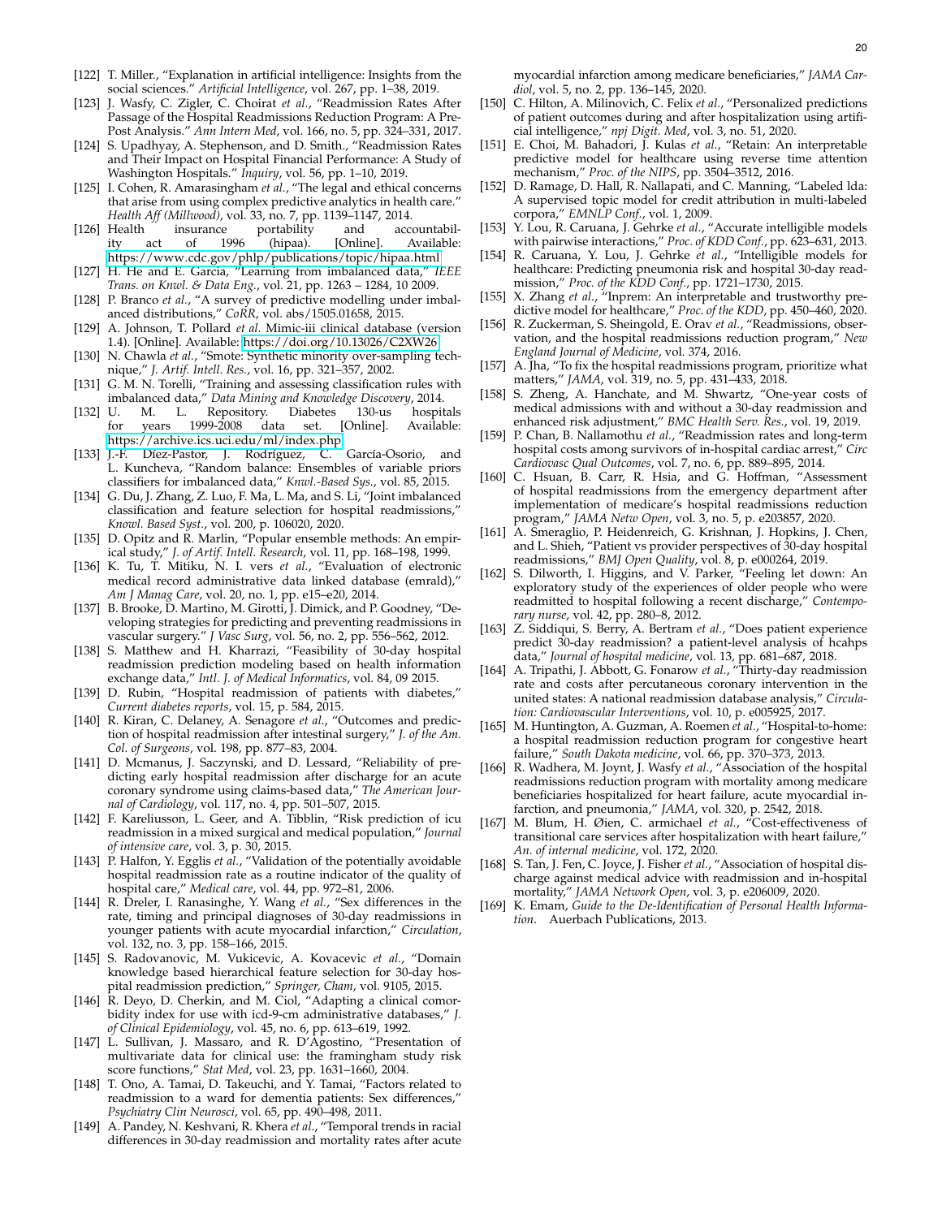[122] T. Miller., "Explanation in artificial intelligence: Insights from the social sciences." *Artificial Intelligence*, vol. 267, pp. 1–38, 2019.

[123] J. Wasfy, C. Zigler, C. Choirat *et al.*, "Readmission Rates After Passage of the Hospital Readmissions Reduction Program: A Pre-Post Analysis." *Ann Intern Med*, vol. 166, no. 5, pp. 324–331, 2017.

[124] S. Upadhyay, A. Stephenson, and D. Smith., "Readmission Rates and Their Impact on Hospital Financial Performance: A Study of Washington Hospitals." *Inquiry*, vol. 56, pp. 1–10, 2019.

[125] I. Cohen, R. Amarasingham *et al.*, "The legal and ethical concerns that arise from using complex predictive analytics in health care." *Health Aff (Millwood)*, vol. 33, no. 7, pp. 1139–1147, 2014.

[126] Health insurance portability and accountability act of 1996 (hipaa). [Online]. Available: https://www.cdc.gov/phlp/publications/topic/hipaa.html

[127] H. He and E. Garcia, "Learning from imbalanced data," *IEEE Trans. on Knwl. & Data Eng.*, vol. 21, pp. 1263 – 1284, 10 2009.

[128] P. Branco *et al.*, "A survey of predictive modelling under imbalanced distributions," *CoRR*, vol. abs/1505.01658, 2015.

[129] A. Johnson, T. Pollard *et al.* Mimic-iii clinical database (version 1.4). [Online]. Available: https://doi.org/10.13026/C2XW26

[130] N. Chawla *et al.*, "Smote: Synthetic minority over-sampling technique," *J. Artif. Intell. Res.*, vol. 16, pp. 321–357, 2002.

[131] G. M. N. Torelli, "Training and assessing classification rules with imbalanced data," *Data Mining and Knowledge Discovery*, 2014.

[132] U. M. L. Repository. Diabetes 130-us hospitals for years 1999-2008 data set. [Online]. Available: https://archive.ics.uci.edu/ml/index.php

[133] J.-F. Díez-Pastor, J. Rodríguez, C. García-Osorio, and L. Kuncheva, "Random balance: Ensembles of variable priors classifiers for imbalanced data," *Knwl.-Based Sys.*, vol. 85, 2015.

[134] G. Du, J. Zhang, Z. Luo, F. Ma, L. Ma, and S. Li, "Joint imbalanced classification and feature selection for hospital readmissions," *Knowl. Based Syst.*, vol. 200, p. 106020, 2020.

[135] D. Opitz and R. Marlin, "Popular ensemble methods: An empirical study," *J. of Artif. Intell. Research*, vol. 11, pp. 168–198, 1999.

[136] K. Tu, T. Mitiku, N. I. vers *et al.*, "Evaluation of electronic medical record administrative data linked database (emrald)," *Am J Manag Care*, vol. 20, no. 1, pp. e15–e20, 2014.

[137] B. Brooke, D. Martino, M. Girotti, J. Dimick, and P. Goodney, "Developing strategies for predicting and preventing readmissions in vascular surgery." *J Vasc Surg*, vol. 56, no. 2, pp. 556–562, 2012.

[138] S. Matthew and H. Kharrazi, "Feasibility of 30-day hospital readmission prediction modeling based on health information exchange data," *Intl. J. of Medical Informatics*, vol. 84, 09 2015.

[139] D. Rubin, "Hospital readmission of patients with diabetes," *Current diabetes reports*, vol. 15, p. 584, 2015.

[140] R. Kiran, C. Delaney, A. Senagore *et al.*, "Outcomes and prediction of hospital readmission after intestinal surgery," *J. of the Am. Col. of Surgeons*, vol. 198, pp. 877–83, 2004.

[141] D. Mcmanus, J. Saczynski, and D. Lessard, "Reliability of predicting early hospital readmission after discharge for an acute coronary syndrome using claims-based data," *The American Journal of Cardiology*, vol. 117, no. 4, pp. 501–507, 2015.

[142] F. Kareliusson, L. Geer, and A. Tibblin, "Risk prediction of icu readmission in a mixed surgical and medical population," *Journal of intensive care*, vol. 3, p. 30, 2015.

[143] P. Halfon, Y. Egglis *et al.*, "Validation of the potentially avoidable hospital readmission rate as a routine indicator of the quality of hospital care," *Medical care*, vol. 44, pp. 972–81, 2006.

[144] R. Dreler, I. Ranasinghe, Y. Wang *et al.*, "Sex differences in the rate, timing and principal diagnoses of 30-day readmissions in younger patients with acute myocardial infarction," *Circulation*, vol. 132, no. 3, pp. 158–166, 2015.

[145] S. Radovanovic, M. Vukicevic, A. Kovacevic *et al.*, "Domain knowledge based hierarchical feature selection for 30-day hospital readmission prediction," *Springer, Cham*, vol. 9105, 2015.

[146] R. Deyo, D. Cherkin, and M. Ciol, "Adapting a clinical comorbidity index for use with icd-9-cm administrative databases," *J. of Clinical Epidemiology*, vol. 45, no. 6, pp. 613–619, 1992.

[147] L. Sullivan, J. Massaro, and R. D'Agostino, "Presentation of multivariate data for clinical use: the framingham study risk score functions," *Stat Med*, vol. 23, pp. 1631–1660, 2004.

[148] T. Ono, A. Tamai, D. Takeuchi, and Y. Tamai, "Factors related to readmission to a ward for dementia patients: Sex differences," *Psychiatry Clin Neurosci*, vol. 65, pp. 490–498, 2011.

[149] A. Pandey, N. Keshvani, R. Khera *et al.*, "Temporal trends in racial differences in 30-day readmission and mortality rates after acute myocardial infarction among medicare beneficiaries," *JAMA Cardiol*, vol. 5, no. 2, pp. 136–145, 2020.

[150] C. Hilton, A. Milinovich, C. Felix *et al.*, "Personalized predictions of patient outcomes during and after hospitalization using artificial intelligence," *npj Digit. Med*, vol. 3, no. 51, 2020.

[151] E. Choi, M. Bahadori, J. Kulas *et al.*, "Retain: An interpretable predictive model for healthcare using reverse time attention mechanism," *Proc. of the NIPS*, pp. 3504–3512, 2016.

[152] D. Ramage, D. Hall, R. Nallapati, and C. Manning, "Labeled lda: A supervised topic model for credit attribution in multi-labeled corpora," *EMNLP Conf.*, vol. 1, 2009.

[153] Y. Lou, R. Caruana, J. Gehrke *et al.*, "Accurate intelligible models with pairwise interactions," *Proc. of KDD Conf.*, pp. 623–631, 2013.

[154] R. Caruana, Y. Lou, J. Gehrke *et al.*, "Intelligible models for healthcare: Predicting pneumonia risk and hospital 30-day readmission," *Proc. of the KDD Conf.*, pp. 1721–1730, 2015.

[155] X. Zhang *et al.*, "Inprem: An interpretable and trustworthy predictive model for healthcare," *Proc. of the KDD*, pp. 450–460, 2020.

[156] R. Zuckerman, S. Sheingold, E. Orav *et al.*, "Readmissions, observation, and the hospital readmissions reduction program," *New England Journal of Medicine*, vol. 374, 2016.

[157] A. Jha, "To fix the hospital readmissions program, prioritize what matters," *JAMA*, vol. 319, no. 5, pp. 431–433, 2018.

[158] S. Zheng, A. Hanchate, and M. Shwartz, "One-year costs of medical admissions with and without a 30-day readmission and enhanced risk adjustment," *BMC Health Serv. Res.*, vol. 19, 2019.

[159] P. Chan, B. Nallamothu *et al.*, "Readmission rates and long-term hospital costs among survivors of in-hospital cardiac arrest," *Circ Cardiovasc Qual Outcomes*, vol. 7, no. 6, pp. 889–895, 2014.

[160] C. Hsuan, B. Carr, R. Hsia, and G. Hoffman, "Assessment of hospital readmissions from the emergency department after implementation of medicare's hospital readmissions reduction program," *JAMA Netw Open*, vol. 3, no. 5, p. e203857, 2020.

[161] A. Smeraglio, P. Heidenreich, G. Krishnan, J. Hopkins, J. Chen, and L. Shieh, "Patient vs provider perspectives of 30-day hospital readmissions," *BMJ Open Quality*, vol. 8, p. e000264, 2019.

[162] S. Dilworth, I. Higgins, and V. Parker, "Feeling let down: An exploratory study of the experiences of older people who were readmitted to hospital following a recent discharge," *Contemporary nurse*, vol. 42, pp. 280–8, 2012.

[163] Z. Siddiqui, S. Berry, A. Bertram *et al.*, "Does patient experience predict 30-day readmission? a patient-level analysis of hcahps data," *Journal of hospital medicine*, vol. 13, pp. 681–687, 2018.

[164] A. Tripathi, J. Abbott, G. Fonarow *et al.*, "Thirty-day readmission rate and costs after percutaneous coronary intervention in the united states: A national readmission database analysis," *Circulation: Cardiovascular Interventions*, vol. 10, p. e005925, 2017.

[165] M. Huntington, A. Guzman, A. Roemen *et al.*, "Hospital-to-home: a hospital readmission reduction program for congestive heart failure," *South Dakota medicine*, vol. 66, pp. 370–373, 2013.

[166] R. Wadhera, M. Joynt, J. Wasfy *et al.*, "Association of the hospital readmissions reduction program with mortality among medicare beneficiaries hospitalized for heart failure, acute myocardial infarction, and pneumonia," *JAMA*, vol. 320, p. 2542, 2018.

[167] M. Blum, H. Øien, C. armichael *et al.*, "Cost-effectiveness of transitional care services after hospitalization with heart failure," *An. of internal medicine*, vol. 172, 2020.

[168] S. Tan, J. Fen, C. Joyce, J. Fisher *et al.*, "Association of hospital discharge against medical advice with readmission and in-hospital mortality," *JAMA Network Open*, vol. 3, p. e206009, 2020.

[169] K. Emam, *Guide to the De-Identification of Personal Health Information*. Auerbach Publications, 2013.